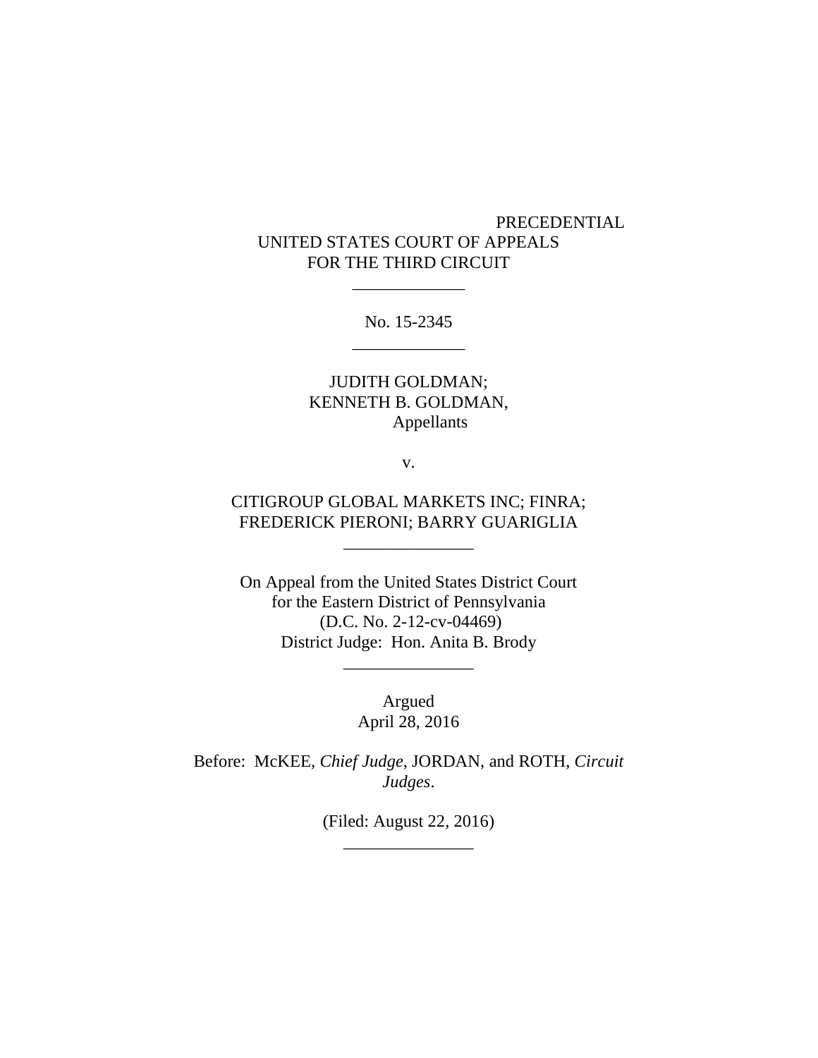PRECEDENTIAL

UNITED STATES COURT OF APPEALS
FOR THE THIRD CIRCUIT

_____________

No. 15-2345

_____________

JUDITH GOLDMAN;
KENNETH B. GOLDMAN,
Appellants

v.

CITIGROUP GLOBAL MARKETS INC; FINRA;
FREDERICK PIERONI; BARRY GUARIGLIA

_______________

On Appeal from the United States District Court
for the Eastern District of Pennsylvania
(D.C. No. 2-12-cv-04469)
District Judge: Hon. Anita B. Brody

_______________

Argued
April 28, 2016

Before: McKEE, *Chief Judge*, JORDAN, and ROTH, *Circuit Judges*.

(Filed: August 22, 2016)

_______________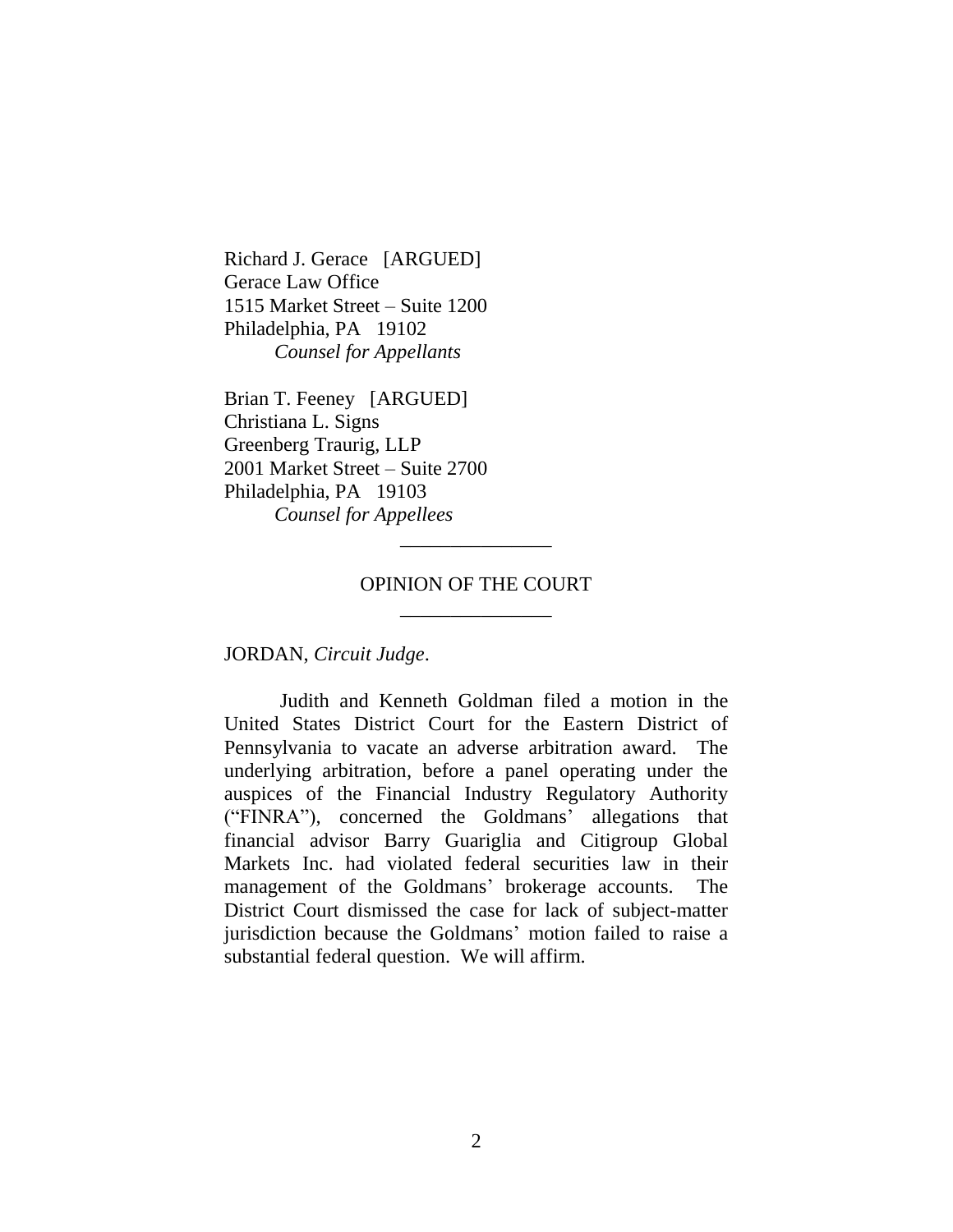Richard J. Gerace [ARGUED]
Gerace Law Office
1515 Market Street – Suite 1200
Philadelphia, PA 19102
*Counsel for Appellants*

Brian T. Feeney [ARGUED]
Christiana L. Signs
Greenberg Traurig, LLP
2001 Market Street – Suite 2700
Philadelphia, PA 19103
*Counsel for Appellees*

---

OPINION OF THE COURT

---

JORDAN, *Circuit Judge*.

Judith and Kenneth Goldman filed a motion in the United States District Court for the Eastern District of Pennsylvania to vacate an adverse arbitration award. The underlying arbitration, before a panel operating under the auspices of the Financial Industry Regulatory Authority ("FINRA"), concerned the Goldmans' allegations that financial advisor Barry Guariglia and Citigroup Global Markets Inc. had violated federal securities law in their management of the Goldmans' brokerage accounts. The District Court dismissed the case for lack of subject-matter jurisdiction because the Goldmans' motion failed to raise a substantial federal question. We will affirm.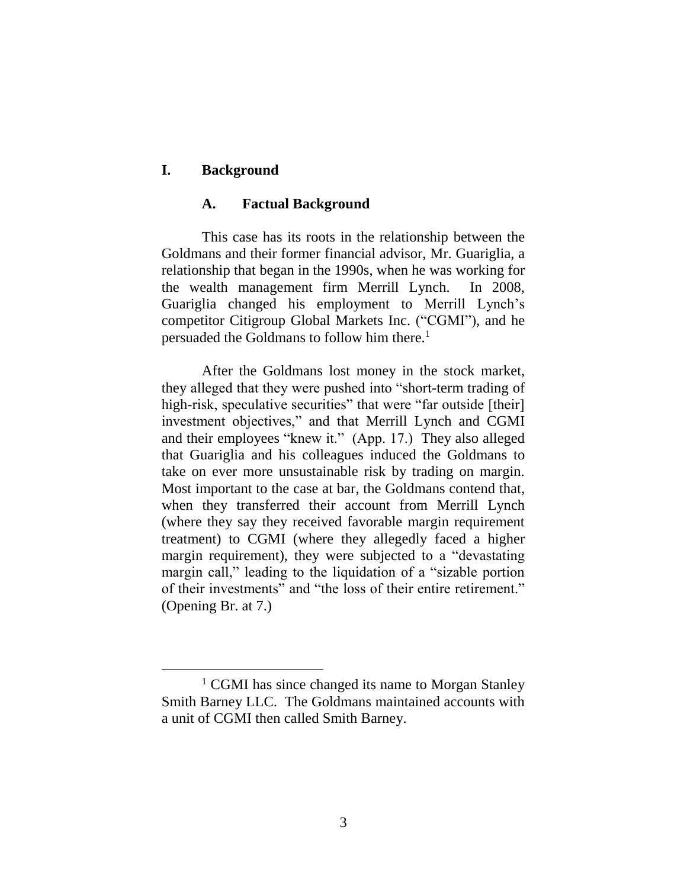## I. Background

### A. Factual Background

This case has its roots in the relationship between the Goldmans and their former financial advisor, Mr. Guariglia, a relationship that began in the 1990s, when he was working for the wealth management firm Merrill Lynch. In 2008, Guariglia changed his employment to Merrill Lynch's competitor Citigroup Global Markets Inc. ("CGMI"), and he persuaded the Goldmans to follow him there.[1]

After the Goldmans lost money in the stock market, they alleged that they were pushed into "short-term trading of high-risk, speculative securities" that were "far outside [their] investment objectives," and that Merrill Lynch and CGMI and their employees "knew it." (App. 17.) They also alleged that Guariglia and his colleagues induced the Goldmans to take on ever more unsustainable risk by trading on margin. Most important to the case at bar, the Goldmans contend that, when they transferred their account from Merrill Lynch (where they say they received favorable margin requirement treatment) to CGMI (where they allegedly faced a higher margin requirement), they were subjected to a "devastating margin call," leading to the liquidation of a "sizable portion of their investments" and "the loss of their entire retirement." (Opening Br. at 7.)

---

[1] CGMI has since changed its name to Morgan Stanley Smith Barney LLC. The Goldmans maintained accounts with a unit of CGMI then called Smith Barney.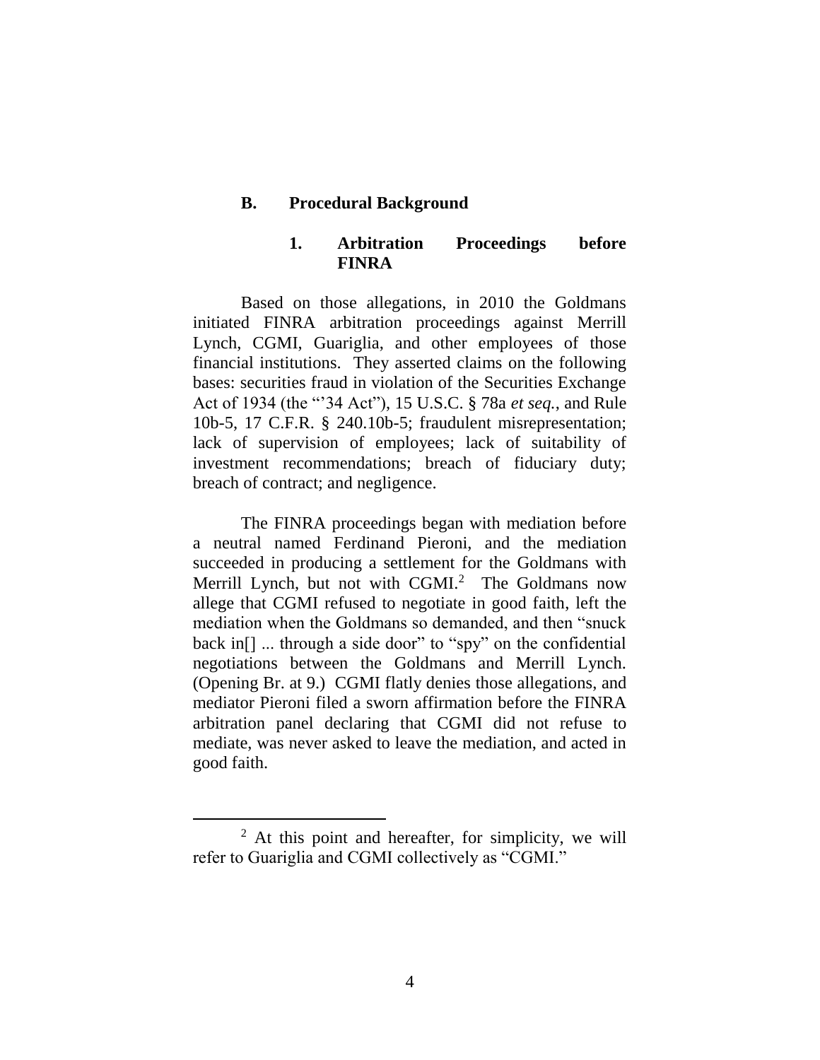### B. Procedural Background

#### 1. Arbitration Proceedings before FINRA

Based on those allegations, in 2010 the Goldmans initiated FINRA arbitration proceedings against Merrill Lynch, CGMI, Guariglia, and other employees of those financial institutions. They asserted claims on the following bases: securities fraud in violation of the Securities Exchange Act of 1934 (the "'34 Act"), 15 U.S.C. § 78a *et seq.*, and Rule 10b-5, 17 C.F.R. § 240.10b-5; fraudulent misrepresentation; lack of supervision of employees; lack of suitability of investment recommendations; breach of fiduciary duty; breach of contract; and negligence.

The FINRA proceedings began with mediation before a neutral named Ferdinand Pieroni, and the mediation succeeded in producing a settlement for the Goldmans with Merrill Lynch, but not with CGMI.[2] The Goldmans now allege that CGMI refused to negotiate in good faith, left the mediation when the Goldmans so demanded, and then "snuck back in[] ... through a side door" to "spy" on the confidential negotiations between the Goldmans and Merrill Lynch. (Opening Br. at 9.) CGMI flatly denies those allegations, and mediator Pieroni filed a sworn affirmation before the FINRA arbitration panel declaring that CGMI did not refuse to mediate, was never asked to leave the mediation, and acted in good faith.

[2] At this point and hereafter, for simplicity, we will refer to Guariglia and CGMI collectively as "CGMI."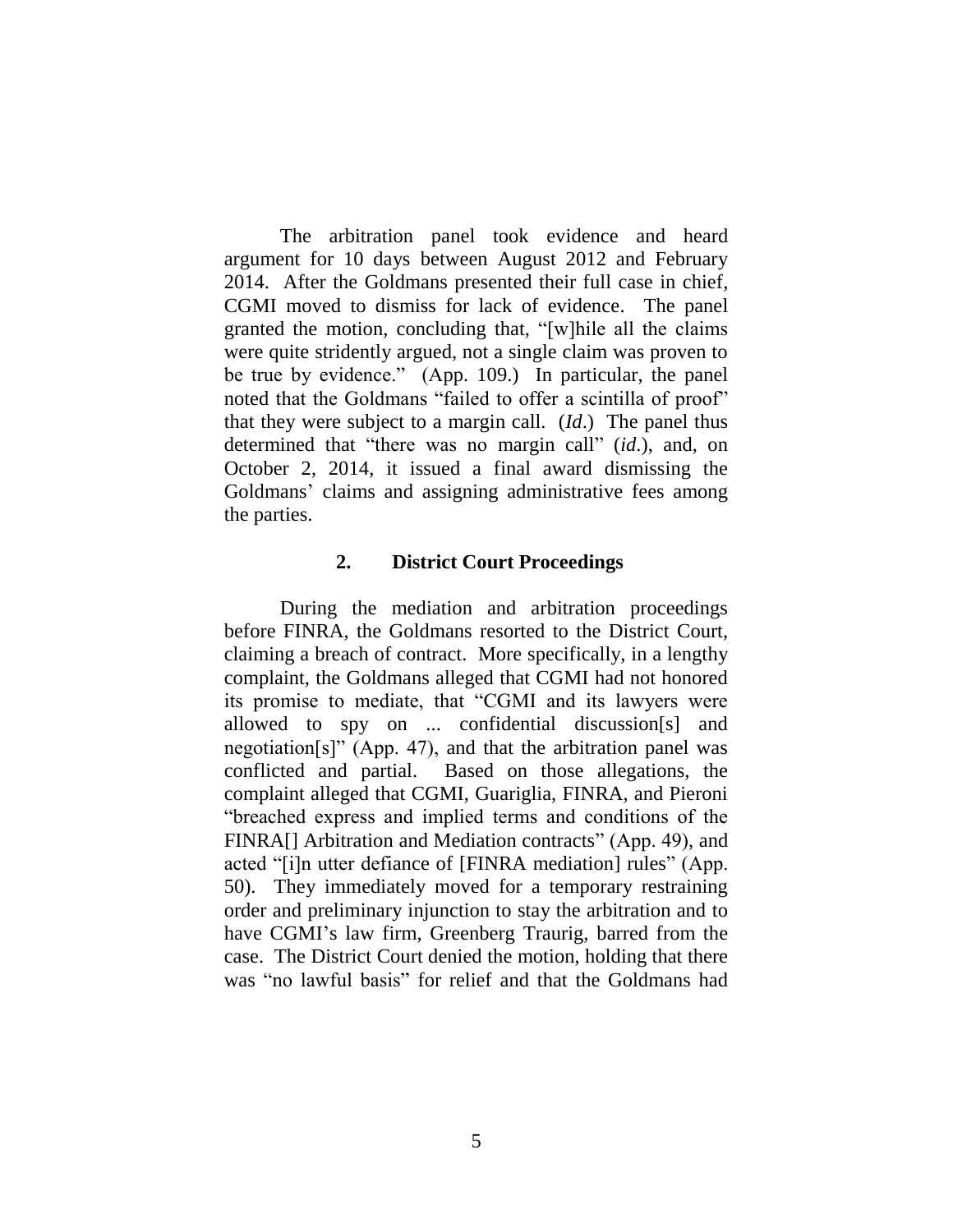The arbitration panel took evidence and heard argument for 10 days between August 2012 and February 2014. After the Goldmans presented their full case in chief, CGMI moved to dismiss for lack of evidence. The panel granted the motion, concluding that, "[w]hile all the claims were quite stridently argued, not a single claim was proven to be true by evidence." (App. 109.) In particular, the panel noted that the Goldmans "failed to offer a scintilla of proof" that they were subject to a margin call. (*Id*.) The panel thus determined that "there was no margin call" (*id*.), and, on October 2, 2014, it issued a final award dismissing the Goldmans' claims and assigning administrative fees among the parties.

### 2. District Court Proceedings

During the mediation and arbitration proceedings before FINRA, the Goldmans resorted to the District Court, claiming a breach of contract. More specifically, in a lengthy complaint, the Goldmans alleged that CGMI had not honored its promise to mediate, that "CGMI and its lawyers were allowed to spy on ... confidential discussion[s] and negotiation[s]" (App. 47), and that the arbitration panel was conflicted and partial. Based on those allegations, the complaint alleged that CGMI, Guariglia, FINRA, and Pieroni "breached express and implied terms and conditions of the FINRA[] Arbitration and Mediation contracts" (App. 49), and acted "[i]n utter defiance of [FINRA mediation] rules" (App. 50). They immediately moved for a temporary restraining order and preliminary injunction to stay the arbitration and to have CGMI's law firm, Greenberg Traurig, barred from the case. The District Court denied the motion, holding that there was "no lawful basis" for relief and that the Goldmans had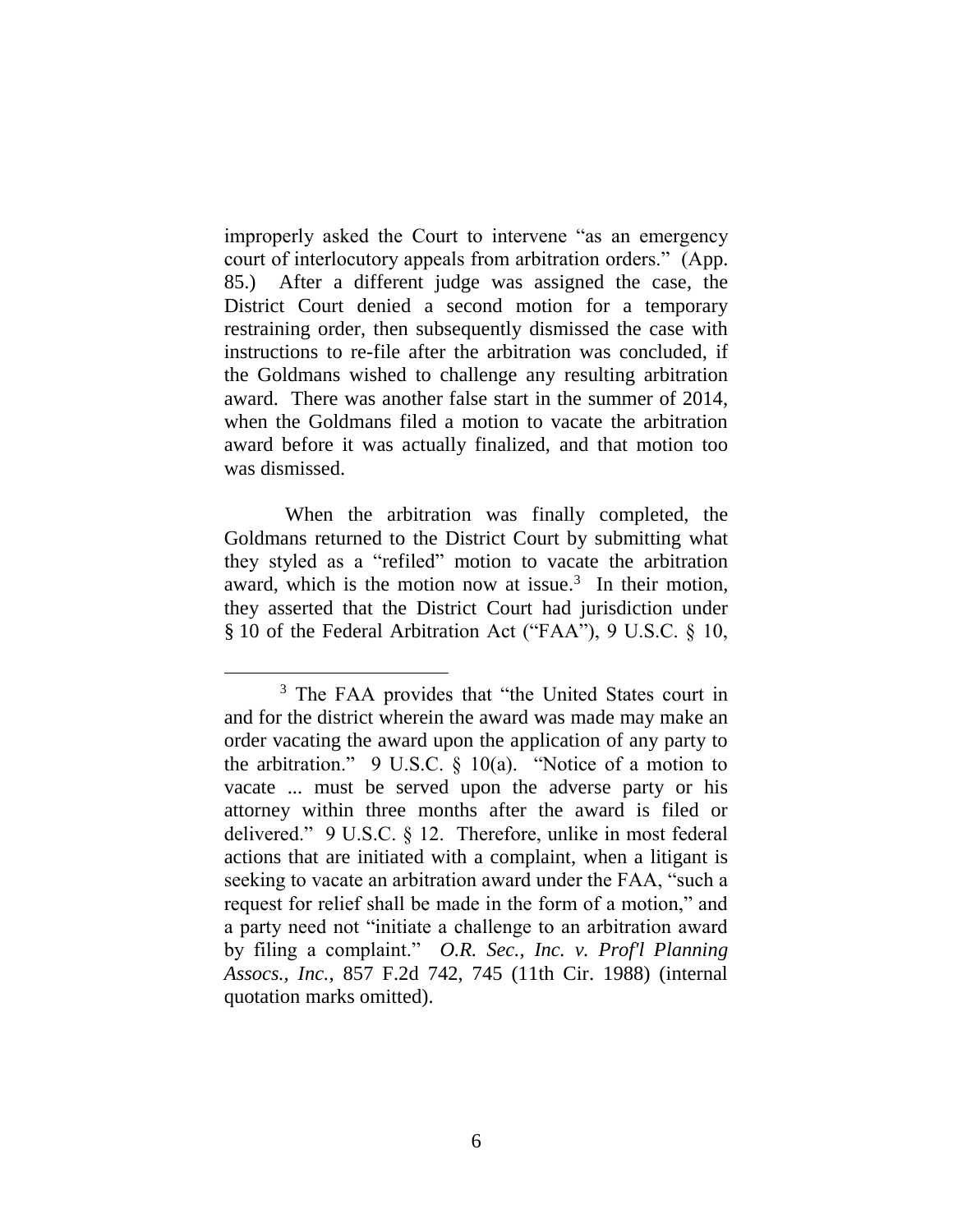improperly asked the Court to intervene "as an emergency court of interlocutory appeals from arbitration orders." (App. 85.) After a different judge was assigned the case, the District Court denied a second motion for a temporary restraining order, then subsequently dismissed the case with instructions to re-file after the arbitration was concluded, if the Goldmans wished to challenge any resulting arbitration award. There was another false start in the summer of 2014, when the Goldmans filed a motion to vacate the arbitration award before it was actually finalized, and that motion too was dismissed.

When the arbitration was finally completed, the Goldmans returned to the District Court by submitting what they styled as a "refiled" motion to vacate the arbitration award, which is the motion now at issue.[3] In their motion, they asserted that the District Court had jurisdiction under § 10 of the Federal Arbitration Act ("FAA"), 9 U.S.C. § 10,

---

[3] The FAA provides that "the United States court in and for the district wherein the award was made may make an order vacating the award upon the application of any party to the arbitration." 9 U.S.C. § 10(a). "Notice of a motion to vacate ... must be served upon the adverse party or his attorney within three months after the award is filed or delivered." 9 U.S.C. § 12. Therefore, unlike in most federal actions that are initiated with a complaint, when a litigant is seeking to vacate an arbitration award under the FAA, "such a request for relief shall be made in the form of a motion," and a party need not "initiate a challenge to an arbitration award by filing a complaint." *O.R. Sec., Inc. v. Prof'l Planning Assocs., Inc.*, 857 F.2d 742, 745 (11th Cir. 1988) (internal quotation marks omitted).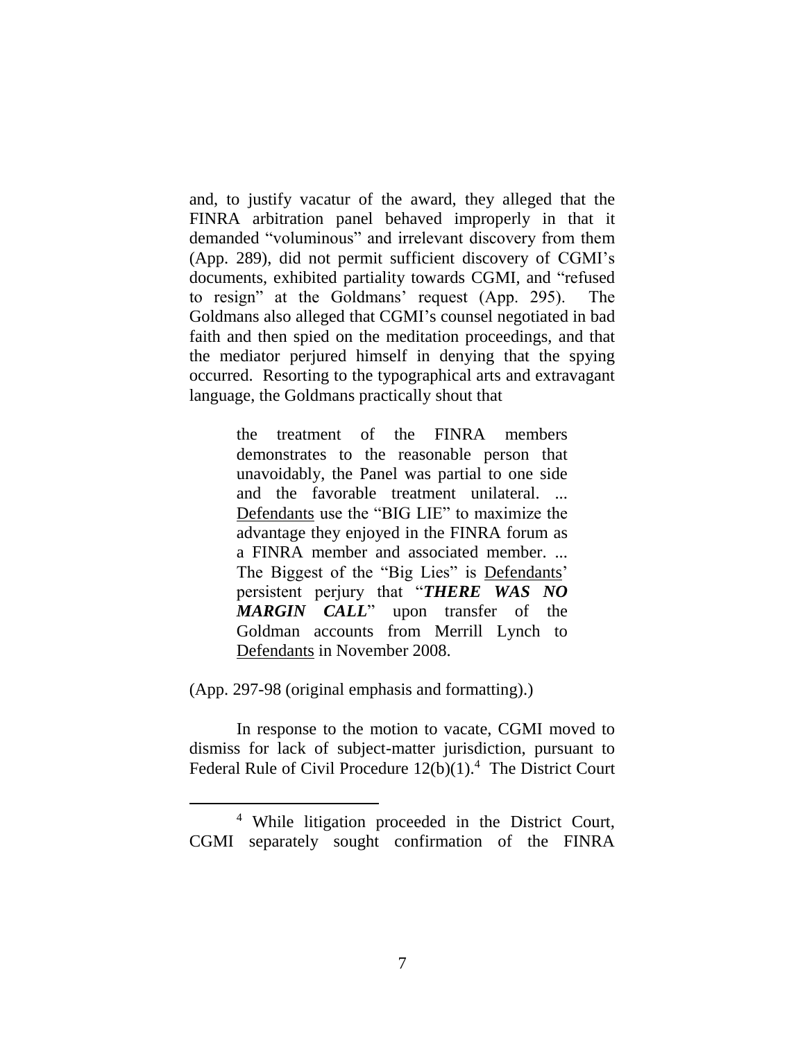and, to justify vacatur of the award, they alleged that the FINRA arbitration panel behaved improperly in that it demanded "voluminous" and irrelevant discovery from them (App. 289), did not permit sufficient discovery of CGMI's documents, exhibited partiality towards CGMI, and "refused to resign" at the Goldmans' request (App. 295). The Goldmans also alleged that CGMI's counsel negotiated in bad faith and then spied on the meditation proceedings, and that the mediator perjured himself in denying that the spying occurred. Resorting to the typographical arts and extravagant language, the Goldmans practically shout that

> the treatment of the FINRA members demonstrates to the reasonable person that unavoidably, the Panel was partial to one side and the favorable treatment unilateral. ... <u>Defendants</u> use the "BIG LIE" to maximize the advantage they enjoyed in the FINRA forum as a FINRA member and associated member. ... The Biggest of the "Big Lies" is <u>Defendants</u>' persistent perjury that "***THERE WAS NO MARGIN CALL***" upon transfer of the Goldman accounts from Merrill Lynch to <u>Defendants</u> in November 2008.

(App. 297-98 (original emphasis and formatting).)

In response to the motion to vacate, CGMI moved to dismiss for lack of subject-matter jurisdiction, pursuant to Federal Rule of Civil Procedure 12(b)(1).[4] The District Court

---

[4] While litigation proceeded in the District Court, CGMI separately sought confirmation of the FINRA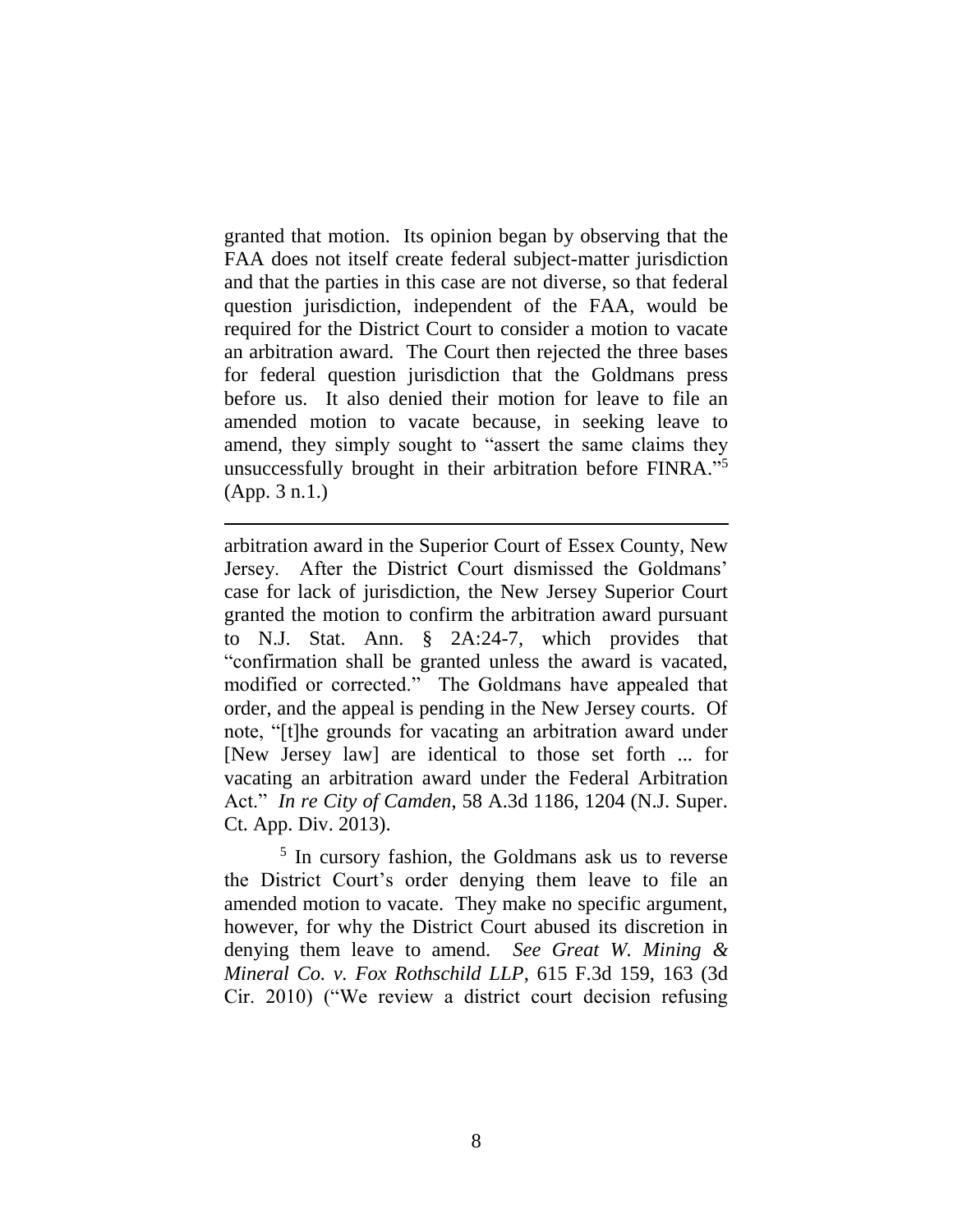granted that motion. Its opinion began by observing that the FAA does not itself create federal subject-matter jurisdiction and that the parties in this case are not diverse, so that federal question jurisdiction, independent of the FAA, would be required for the District Court to consider a motion to vacate an arbitration award. The Court then rejected the three bases for federal question jurisdiction that the Goldmans press before us. It also denied their motion for leave to file an amended motion to vacate because, in seeking leave to amend, they simply sought to "assert the same claims they unsuccessfully brought in their arbitration before FINRA."[5] (App. 3 n.1.)

---

arbitration award in the Superior Court of Essex County, New Jersey. After the District Court dismissed the Goldmans' case for lack of jurisdiction, the New Jersey Superior Court granted the motion to confirm the arbitration award pursuant to N.J. Stat. Ann. § 2A:24-7, which provides that "confirmation shall be granted unless the award is vacated, modified or corrected." The Goldmans have appealed that order, and the appeal is pending in the New Jersey courts. Of note, "[t]he grounds for vacating an arbitration award under [New Jersey law] are identical to those set forth ... for vacating an arbitration award under the Federal Arbitration Act." *In re City of Camden*, 58 A.3d 1186, 1204 (N.J. Super. Ct. App. Div. 2013).

[5] In cursory fashion, the Goldmans ask us to reverse the District Court's order denying them leave to file an amended motion to vacate. They make no specific argument, however, for why the District Court abused its discretion in denying them leave to amend. *See Great W. Mining & Mineral Co. v. Fox Rothschild LLP*, 615 F.3d 159, 163 (3d Cir. 2010) ("We review a district court decision refusing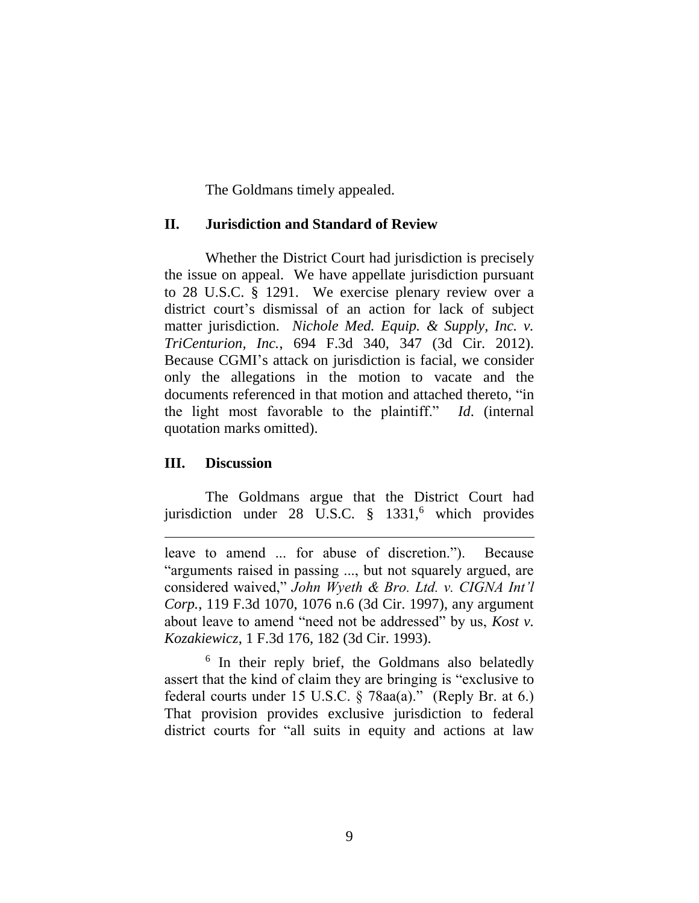The Goldmans timely appealed.

## II. Jurisdiction and Standard of Review

Whether the District Court had jurisdiction is precisely the issue on appeal. We have appellate jurisdiction pursuant to 28 U.S.C. § 1291. We exercise plenary review over a district court's dismissal of an action for lack of subject matter jurisdiction. *Nichole Med. Equip. & Supply, Inc. v. TriCenturion, Inc.*, 694 F.3d 340, 347 (3d Cir. 2012). Because CGMI's attack on jurisdiction is facial, we consider only the allegations in the motion to vacate and the documents referenced in that motion and attached thereto, "in the light most favorable to the plaintiff." *Id*. (internal quotation marks omitted).

## III. Discussion

The Goldmans argue that the District Court had jurisdiction under 28 U.S.C. § 1331,[6] which provides

---

leave to amend ... for abuse of discretion."). Because "arguments raised in passing ..., but not squarely argued, are considered waived," *John Wyeth & Bro. Ltd. v. CIGNA Int'l Corp.*, 119 F.3d 1070, 1076 n.6 (3d Cir. 1997), any argument about leave to amend "need not be addressed" by us, *Kost v. Kozakiewicz*, 1 F.3d 176, 182 (3d Cir. 1993).

[6] In their reply brief, the Goldmans also belatedly assert that the kind of claim they are bringing is "exclusive to federal courts under 15 U.S.C. § 78aa(a)." (Reply Br. at 6.) That provision provides exclusive jurisdiction to federal district courts for "all suits in equity and actions at law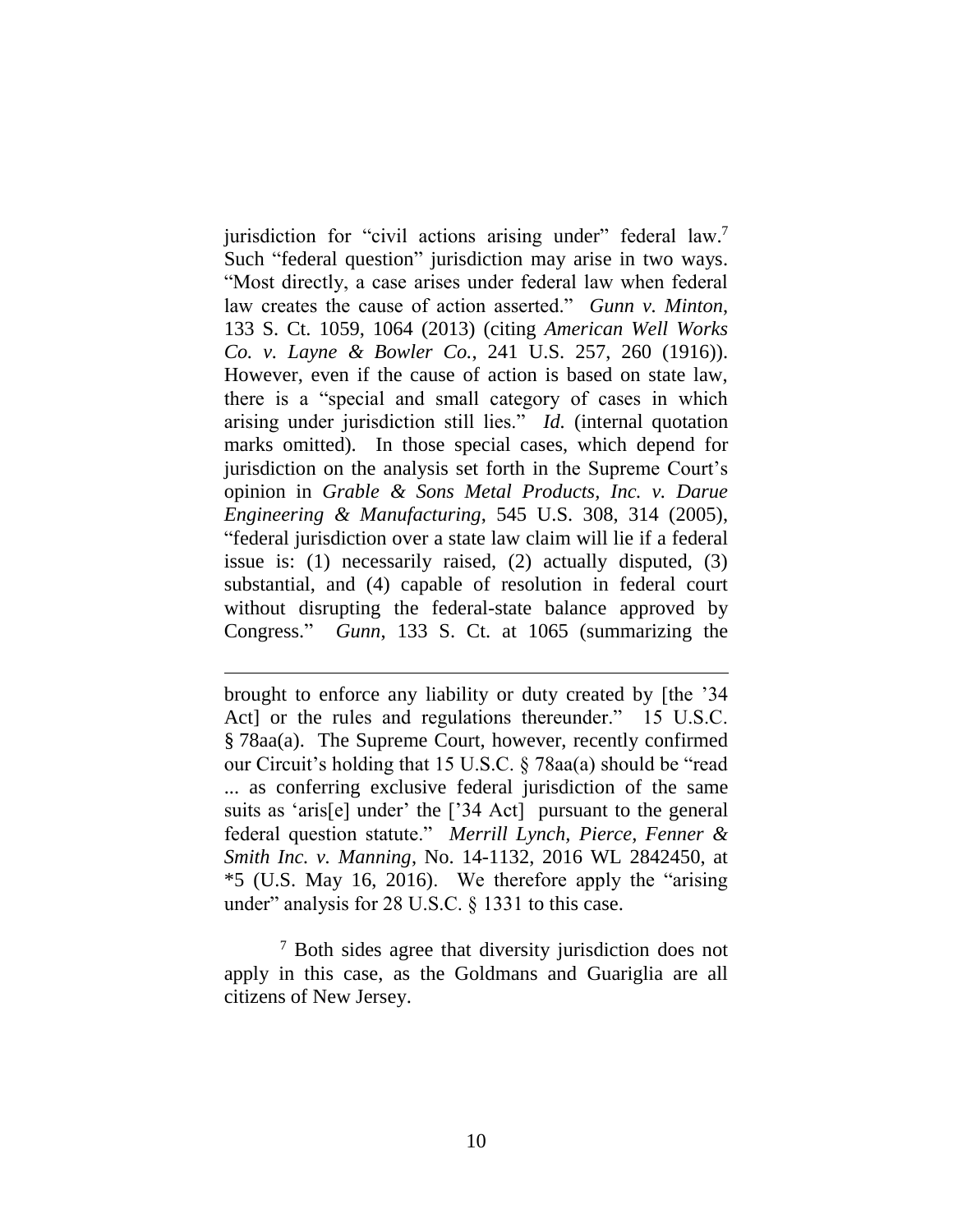jurisdiction for "civil actions arising under" federal law.[7] Such "federal question" jurisdiction may arise in two ways. "Most directly, a case arises under federal law when federal law creates the cause of action asserted." *Gunn v. Minton*, 133 S. Ct. 1059, 1064 (2013) (citing *American Well Works Co. v. Layne & Bowler Co.*, 241 U.S. 257, 260 (1916)). However, even if the cause of action is based on state law, there is a "special and small category of cases in which arising under jurisdiction still lies." *Id.* (internal quotation marks omitted). In those special cases, which depend for jurisdiction on the analysis set forth in the Supreme Court's opinion in *Grable & Sons Metal Products, Inc. v. Darue Engineering & Manufacturing*, 545 U.S. 308, 314 (2005), "federal jurisdiction over a state law claim will lie if a federal issue is: (1) necessarily raised, (2) actually disputed, (3) substantial, and (4) capable of resolution in federal court without disrupting the federal-state balance approved by Congress." *Gunn*, 133 S. Ct. at 1065 (summarizing the

---

brought to enforce any liability or duty created by [the '34 Act] or the rules and regulations thereunder." 15 U.S.C. § 78aa(a). The Supreme Court, however, recently confirmed our Circuit's holding that 15 U.S.C. § 78aa(a) should be "read ... as conferring exclusive federal jurisdiction of the same suits as 'aris[e] under' the ['34 Act] pursuant to the general federal question statute." *Merrill Lynch, Pierce, Fenner & Smith Inc. v. Manning*, No. 14-1132, 2016 WL 2842450, at *5 (U.S. May 16, 2016). We therefore apply the "arising under" analysis for 28 U.S.C. § 1331 to this case.

[7] Both sides agree that diversity jurisdiction does not apply in this case, as the Goldmans and Guariglia are all citizens of New Jersey.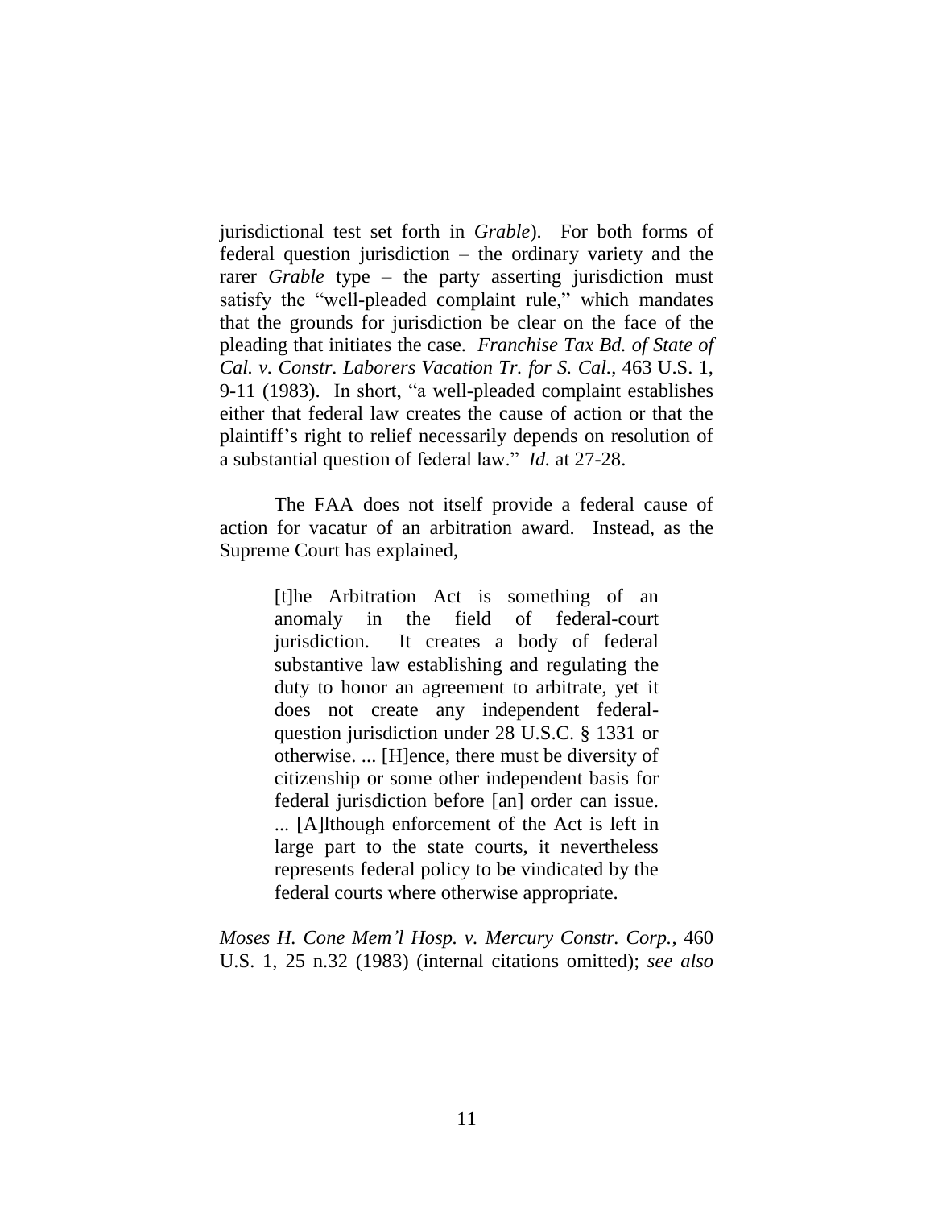jurisdictional test set forth in *Grable*). For both forms of federal question jurisdiction – the ordinary variety and the rarer *Grable* type – the party asserting jurisdiction must satisfy the "well-pleaded complaint rule," which mandates that the grounds for jurisdiction be clear on the face of the pleading that initiates the case. *Franchise Tax Bd. of State of Cal. v. Constr. Laborers Vacation Tr. for S. Cal.*, 463 U.S. 1, 9-11 (1983). In short, "a well-pleaded complaint establishes either that federal law creates the cause of action or that the plaintiff's right to relief necessarily depends on resolution of a substantial question of federal law." *Id.* at 27-28.

The FAA does not itself provide a federal cause of action for vacatur of an arbitration award. Instead, as the Supreme Court has explained,

> [t]he Arbitration Act is something of an anomaly in the field of federal-court jurisdiction. It creates a body of federal substantive law establishing and regulating the duty to honor an agreement to arbitrate, yet it does not create any independent federal-question jurisdiction under 28 U.S.C. § 1331 or otherwise. ... [H]ence, there must be diversity of citizenship or some other independent basis for federal jurisdiction before [an] order can issue. ... [A]lthough enforcement of the Act is left in large part to the state courts, it nevertheless represents federal policy to be vindicated by the federal courts where otherwise appropriate.

*Moses H. Cone Mem'l Hosp. v. Mercury Constr. Corp.*, 460 U.S. 1, 25 n.32 (1983) (internal citations omitted); *see also*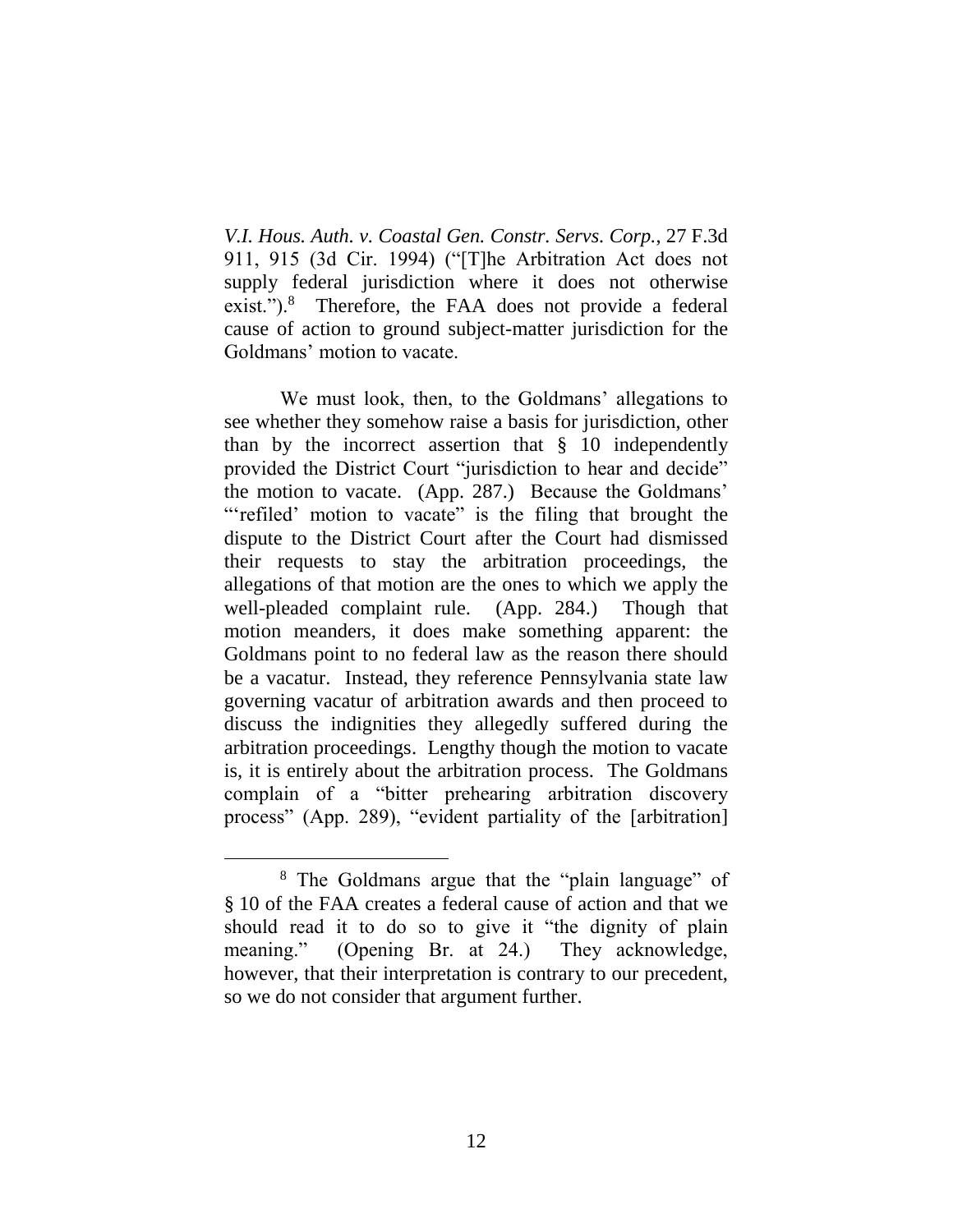*V.I. Hous. Auth. v. Coastal Gen. Constr. Servs. Corp.*, 27 F.3d 911, 915 (3d Cir. 1994) ("[T]he Arbitration Act does not supply federal jurisdiction where it does not otherwise exist.").[8] Therefore, the FAA does not provide a federal cause of action to ground subject-matter jurisdiction for the Goldmans' motion to vacate.

We must look, then, to the Goldmans' allegations to see whether they somehow raise a basis for jurisdiction, other than by the incorrect assertion that § 10 independently provided the District Court "jurisdiction to hear and decide" the motion to vacate. (App. 287.) Because the Goldmans' "'refiled' motion to vacate" is the filing that brought the dispute to the District Court after the Court had dismissed their requests to stay the arbitration proceedings, the allegations of that motion are the ones to which we apply the well-pleaded complaint rule. (App. 284.) Though that motion meanders, it does make something apparent: the Goldmans point to no federal law as the reason there should be a vacatur. Instead, they reference Pennsylvania state law governing vacatur of arbitration awards and then proceed to discuss the indignities they allegedly suffered during the arbitration proceedings. Lengthy though the motion to vacate is, it is entirely about the arbitration process. The Goldmans complain of a "bitter prehearing arbitration discovery process" (App. 289), "evident partiality of the [arbitration]

[8] The Goldmans argue that the "plain language" of § 10 of the FAA creates a federal cause of action and that we should read it to do so to give it "the dignity of plain meaning." (Opening Br. at 24.) They acknowledge, however, that their interpretation is contrary to our precedent, so we do not consider that argument further.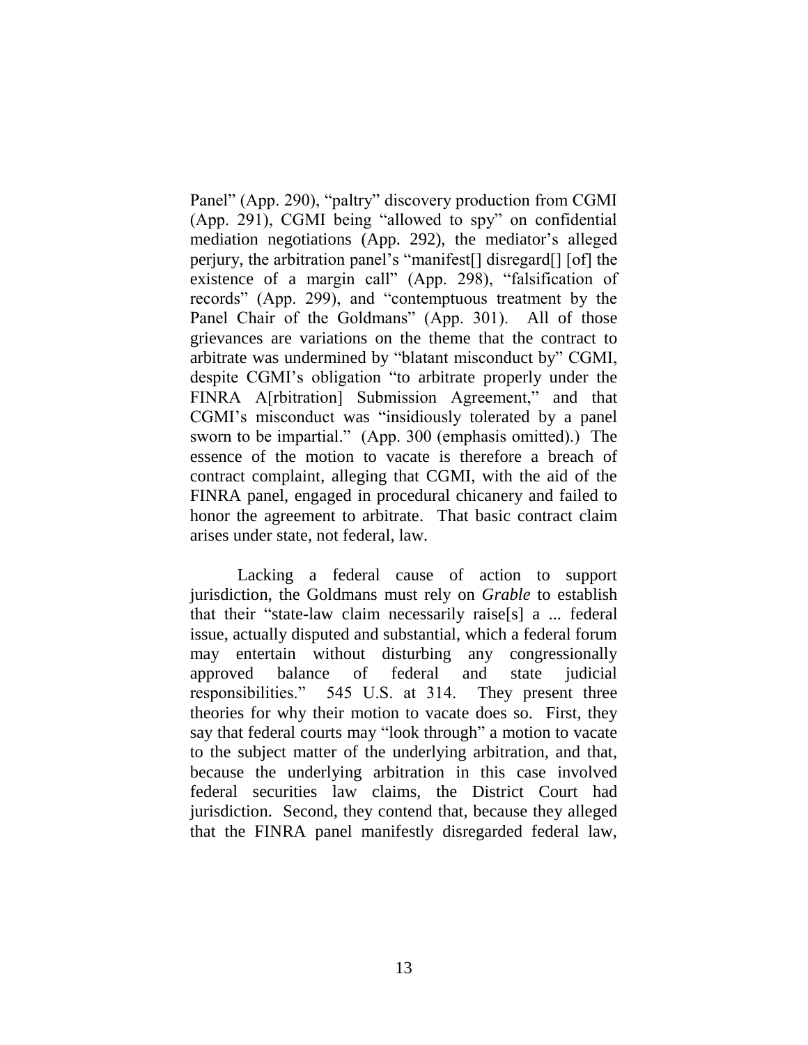Panel" (App. 290), "paltry" discovery production from CGMI (App. 291), CGMI being "allowed to spy" on confidential mediation negotiations (App. 292), the mediator's alleged perjury, the arbitration panel's "manifest[] disregard[] [of] the existence of a margin call" (App. 298), "falsification of records" (App. 299), and "contemptuous treatment by the Panel Chair of the Goldmans" (App. 301). All of those grievances are variations on the theme that the contract to arbitrate was undermined by "blatant misconduct by" CGMI, despite CGMI's obligation "to arbitrate properly under the FINRA A[rbitration] Submission Agreement," and that CGMI's misconduct was "insidiously tolerated by a panel sworn to be impartial." (App. 300 (emphasis omitted).) The essence of the motion to vacate is therefore a breach of contract complaint, alleging that CGMI, with the aid of the FINRA panel, engaged in procedural chicanery and failed to honor the agreement to arbitrate. That basic contract claim arises under state, not federal, law.

Lacking a federal cause of action to support jurisdiction, the Goldmans must rely on *Grable* to establish that their "state-law claim necessarily raise[s] a ... federal issue, actually disputed and substantial, which a federal forum may entertain without disturbing any congressionally approved balance of federal and state judicial responsibilities." 545 U.S. at 314. They present three theories for why their motion to vacate does so. First, they say that federal courts may "look through" a motion to vacate to the subject matter of the underlying arbitration, and that, because the underlying arbitration in this case involved federal securities law claims, the District Court had jurisdiction. Second, they contend that, because they alleged that the FINRA panel manifestly disregarded federal law,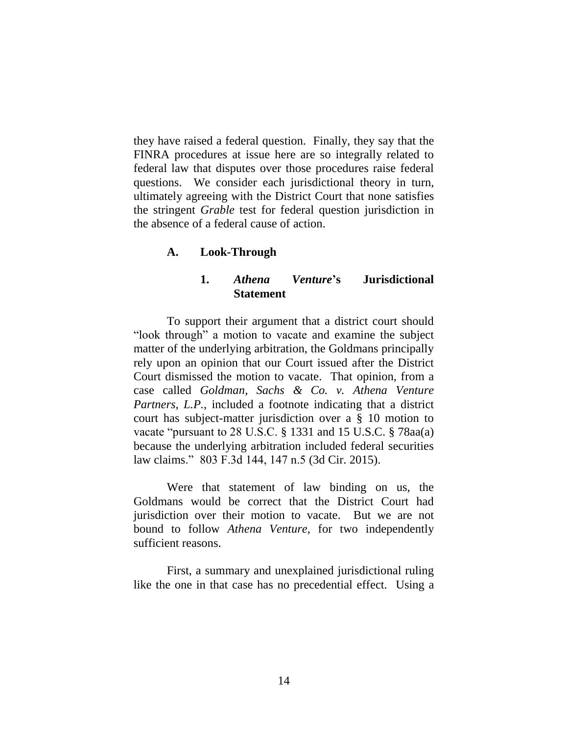they have raised a federal question. Finally, they say that the FINRA procedures at issue here are so integrally related to federal law that disputes over those procedures raise federal questions. We consider each jurisdictional theory in turn, ultimately agreeing with the District Court that none satisfies the stringent *Grable* test for federal question jurisdiction in the absence of a federal cause of action.

### A. Look-Through

#### 1. *Athena Venture*'s Jurisdictional Statement

To support their argument that a district court should "look through" a motion to vacate and examine the subject matter of the underlying arbitration, the Goldmans principally rely upon an opinion that our Court issued after the District Court dismissed the motion to vacate. That opinion, from a case called *Goldman, Sachs & Co. v. Athena Venture Partners, L.P.*, included a footnote indicating that a district court has subject-matter jurisdiction over a § 10 motion to vacate "pursuant to 28 U.S.C. § 1331 and 15 U.S.C. § 78aa(a) because the underlying arbitration included federal securities law claims." 803 F.3d 144, 147 n.5 (3d Cir. 2015).

Were that statement of law binding on us, the Goldmans would be correct that the District Court had jurisdiction over their motion to vacate. But we are not bound to follow *Athena Venture*, for two independently sufficient reasons.

First, a summary and unexplained jurisdictional ruling like the one in that case has no precedential effect. Using a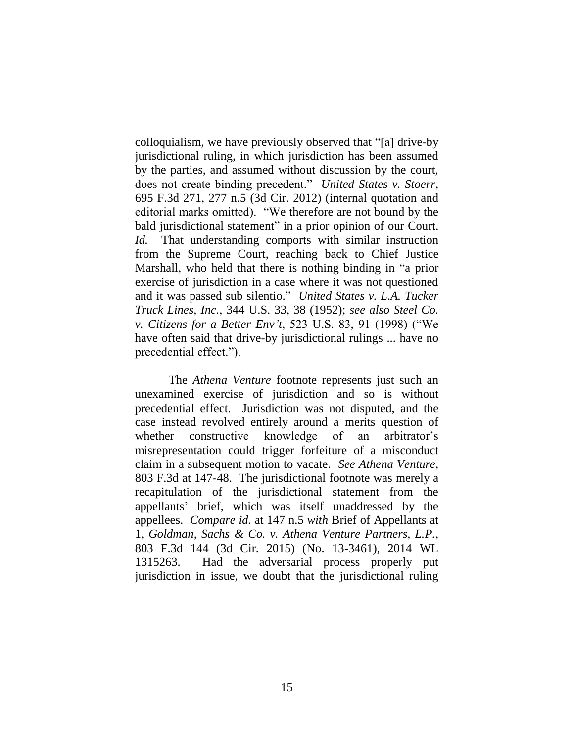colloquialism, we have previously observed that "[a] drive-by jurisdictional ruling, in which jurisdiction has been assumed by the parties, and assumed without discussion by the court, does not create binding precedent." *United States v. Stoerr*, 695 F.3d 271, 277 n.5 (3d Cir. 2012) (internal quotation and editorial marks omitted). "We therefore are not bound by the bald jurisdictional statement" in a prior opinion of our Court. *Id.* That understanding comports with similar instruction from the Supreme Court, reaching back to Chief Justice Marshall, who held that there is nothing binding in "a prior exercise of jurisdiction in a case where it was not questioned and it was passed sub silentio." *United States v. L.A. Tucker Truck Lines, Inc.*, 344 U.S. 33, 38 (1952); *see also Steel Co. v. Citizens for a Better Env't*, 523 U.S. 83, 91 (1998) ("We have often said that drive-by jurisdictional rulings ... have no precedential effect.").

The *Athena Venture* footnote represents just such an unexamined exercise of jurisdiction and so is without precedential effect. Jurisdiction was not disputed, and the case instead revolved entirely around a merits question of whether constructive knowledge of an arbitrator's misrepresentation could trigger forfeiture of a misconduct claim in a subsequent motion to vacate. *See Athena Venture*, 803 F.3d at 147-48. The jurisdictional footnote was merely a recapitulation of the jurisdictional statement from the appellants' brief, which was itself unaddressed by the appellees. *Compare id.* at 147 n.5 *with* Brief of Appellants at 1, *Goldman, Sachs & Co. v. Athena Venture Partners, L.P.*, 803 F.3d 144 (3d Cir. 2015) (No. 13-3461), 2014 WL 1315263. Had the adversarial process properly put jurisdiction in issue, we doubt that the jurisdictional ruling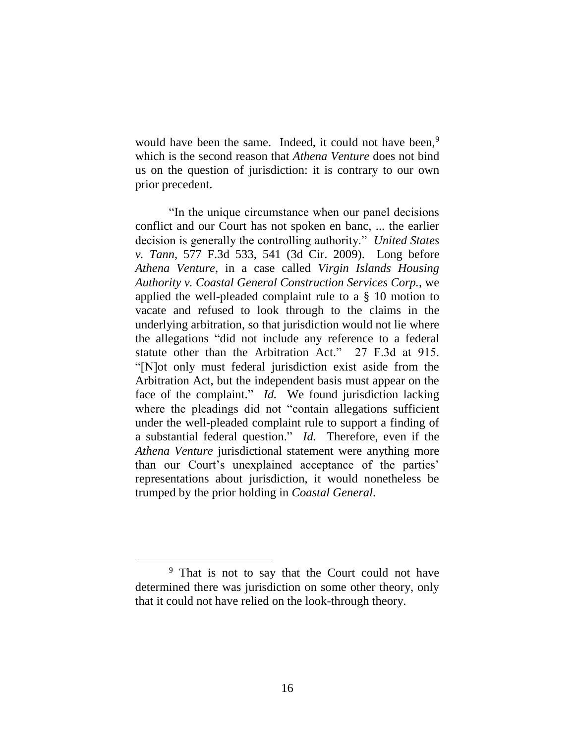would have been the same. Indeed, it could not have been,[9] which is the second reason that *Athena Venture* does not bind us on the question of jurisdiction: it is contrary to our own prior precedent.

"In the unique circumstance when our panel decisions conflict and our Court has not spoken en banc, ... the earlier decision is generally the controlling authority." *United States v. Tann*, 577 F.3d 533, 541 (3d Cir. 2009). Long before *Athena Venture*, in a case called *Virgin Islands Housing Authority v. Coastal General Construction Services Corp.*, we applied the well-pleaded complaint rule to a § 10 motion to vacate and refused to look through to the claims in the underlying arbitration, so that jurisdiction would not lie where the allegations "did not include any reference to a federal statute other than the Arbitration Act." 27 F.3d at 915. "[N]ot only must federal jurisdiction exist aside from the Arbitration Act, but the independent basis must appear on the face of the complaint." *Id.* We found jurisdiction lacking where the pleadings did not "contain allegations sufficient under the well-pleaded complaint rule to support a finding of a substantial federal question." *Id.* Therefore, even if the *Athena Venture* jurisdictional statement were anything more than our Court's unexplained acceptance of the parties' representations about jurisdiction, it would nonetheless be trumped by the prior holding in *Coastal General*.

[9] That is not to say that the Court could not have determined there was jurisdiction on some other theory, only that it could not have relied on the look-through theory.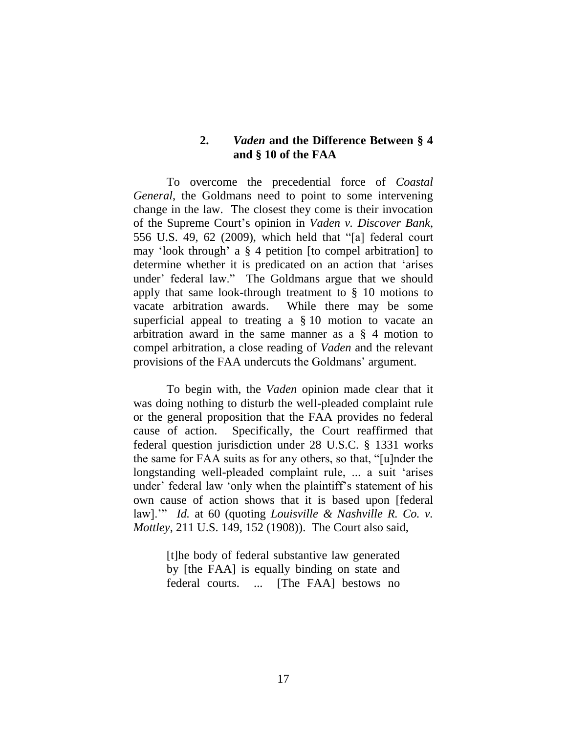### 2. *Vaden* and the Difference Between § 4 and § 10 of the FAA

To overcome the precedential force of *Coastal General*, the Goldmans need to point to some intervening change in the law. The closest they come is their invocation of the Supreme Court's opinion in *Vaden v. Discover Bank*, 556 U.S. 49, 62 (2009), which held that "[a] federal court may 'look through' a § 4 petition [to compel arbitration] to determine whether it is predicated on an action that 'arises under' federal law." The Goldmans argue that we should apply that same look-through treatment to § 10 motions to vacate arbitration awards. While there may be some superficial appeal to treating a § 10 motion to vacate an arbitration award in the same manner as a § 4 motion to compel arbitration, a close reading of *Vaden* and the relevant provisions of the FAA undercuts the Goldmans' argument.

To begin with, the *Vaden* opinion made clear that it was doing nothing to disturb the well-pleaded complaint rule or the general proposition that the FAA provides no federal cause of action. Specifically, the Court reaffirmed that federal question jurisdiction under 28 U.S.C. § 1331 works the same for FAA suits as for any others, so that, "[u]nder the longstanding well-pleaded complaint rule, ... a suit 'arises under' federal law 'only when the plaintiff's statement of his own cause of action shows that it is based upon [federal law].'" *Id.* at 60 (quoting *Louisville & Nashville R. Co. v. Mottley*, 211 U.S. 149, 152 (1908)). The Court also said,

> [t]he body of federal substantive law generated by [the FAA] is equally binding on state and federal courts. ... [The FAA] bestows no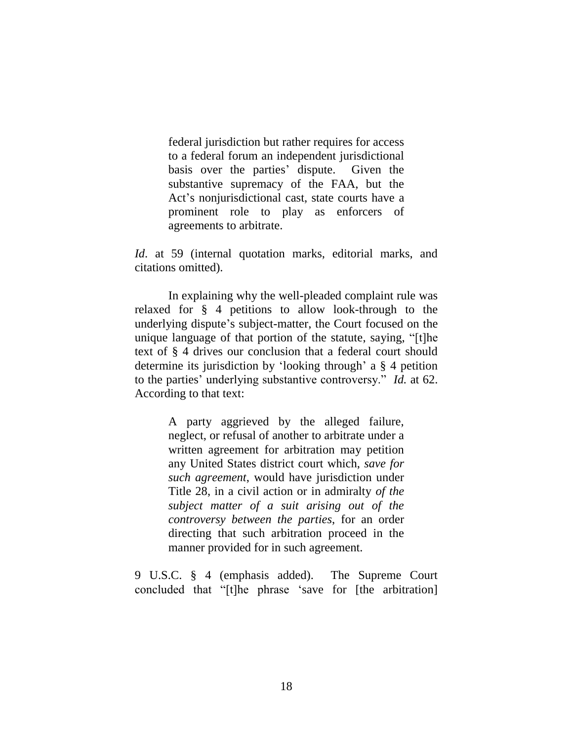> federal jurisdiction but rather requires for access to a federal forum an independent jurisdictional basis over the parties' dispute. Given the substantive supremacy of the FAA, but the Act's nonjurisdictional cast, state courts have a prominent role to play as enforcers of agreements to arbitrate.

*Id*. at 59 (internal quotation marks, editorial marks, and citations omitted).

In explaining why the well-pleaded complaint rule was relaxed for § 4 petitions to allow look-through to the underlying dispute's subject-matter, the Court focused on the unique language of that portion of the statute, saying, "[t]he text of § 4 drives our conclusion that a federal court should determine its jurisdiction by 'looking through' a § 4 petition to the parties' underlying substantive controversy." *Id.* at 62. According to that text:

> A party aggrieved by the alleged failure, neglect, or refusal of another to arbitrate under a written agreement for arbitration may petition any United States district court which, *save for such agreement*, would have jurisdiction under Title 28, in a civil action or in admiralty *of the subject matter of a suit arising out of the controversy between the parties*, for an order directing that such arbitration proceed in the manner provided for in such agreement.

9 U.S.C. § 4 (emphasis added). The Supreme Court concluded that "[t]he phrase 'save for [the arbitration]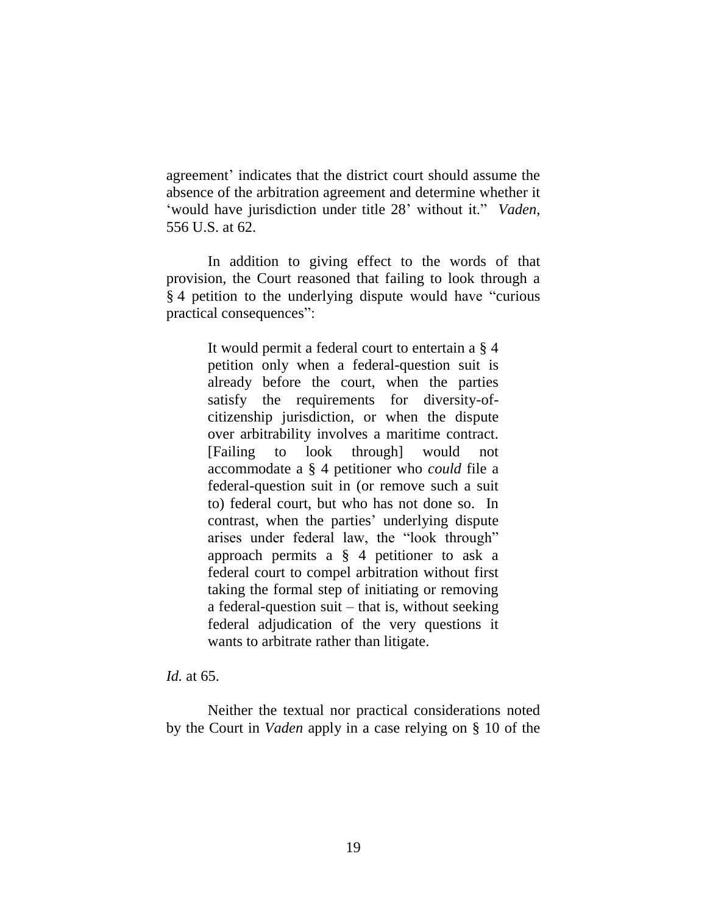agreement' indicates that the district court should assume the absence of the arbitration agreement and determine whether it 'would have jurisdiction under title 28' without it." *Vaden*, 556 U.S. at 62.

In addition to giving effect to the words of that provision, the Court reasoned that failing to look through a § 4 petition to the underlying dispute would have "curious practical consequences":

> It would permit a federal court to entertain a § 4 petition only when a federal-question suit is already before the court, when the parties satisfy the requirements for diversity-of-citizenship jurisdiction, or when the dispute over arbitrability involves a maritime contract. [Failing to look through] would not accommodate a § 4 petitioner who *could* file a federal-question suit in (or remove such a suit to) federal court, but who has not done so. In contrast, when the parties' underlying dispute arises under federal law, the "look through" approach permits a § 4 petitioner to ask a federal court to compel arbitration without first taking the formal step of initiating or removing a federal-question suit – that is, without seeking federal adjudication of the very questions it wants to arbitrate rather than litigate.

*Id.* at 65.

Neither the textual nor practical considerations noted by the Court in *Vaden* apply in a case relying on § 10 of the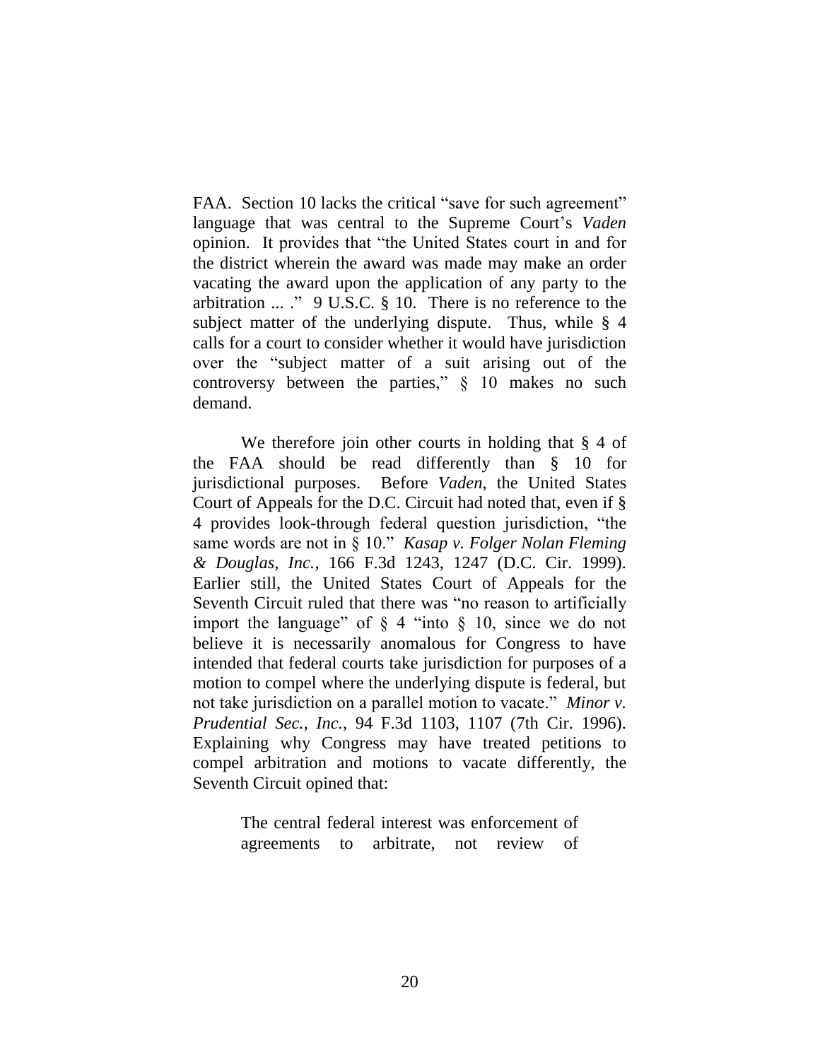FAA. Section 10 lacks the critical "save for such agreement" language that was central to the Supreme Court's *Vaden* opinion. It provides that "the United States court in and for the district wherein the award was made may make an order vacating the award upon the application of any party to the arbitration ... ." 9 U.S.C. § 10. There is no reference to the subject matter of the underlying dispute. Thus, while § 4 calls for a court to consider whether it would have jurisdiction over the "subject matter of a suit arising out of the controversy between the parties," § 10 makes no such demand.

We therefore join other courts in holding that § 4 of the FAA should be read differently than § 10 for jurisdictional purposes. Before *Vaden*, the United States Court of Appeals for the D.C. Circuit had noted that, even if § 4 provides look-through federal question jurisdiction, "the same words are not in § 10." *Kasap v. Folger Nolan Fleming & Douglas, Inc.*, 166 F.3d 1243, 1247 (D.C. Cir. 1999). Earlier still, the United States Court of Appeals for the Seventh Circuit ruled that there was "no reason to artificially import the language" of § 4 "into § 10, since we do not believe it is necessarily anomalous for Congress to have intended that federal courts take jurisdiction for purposes of a motion to compel where the underlying dispute is federal, but not take jurisdiction on a parallel motion to vacate." *Minor v. Prudential Sec., Inc.*, 94 F.3d 1103, 1107 (7th Cir. 1996). Explaining why Congress may have treated petitions to compel arbitration and motions to vacate differently, the Seventh Circuit opined that:

> The central federal interest was enforcement of agreements to arbitrate, not review of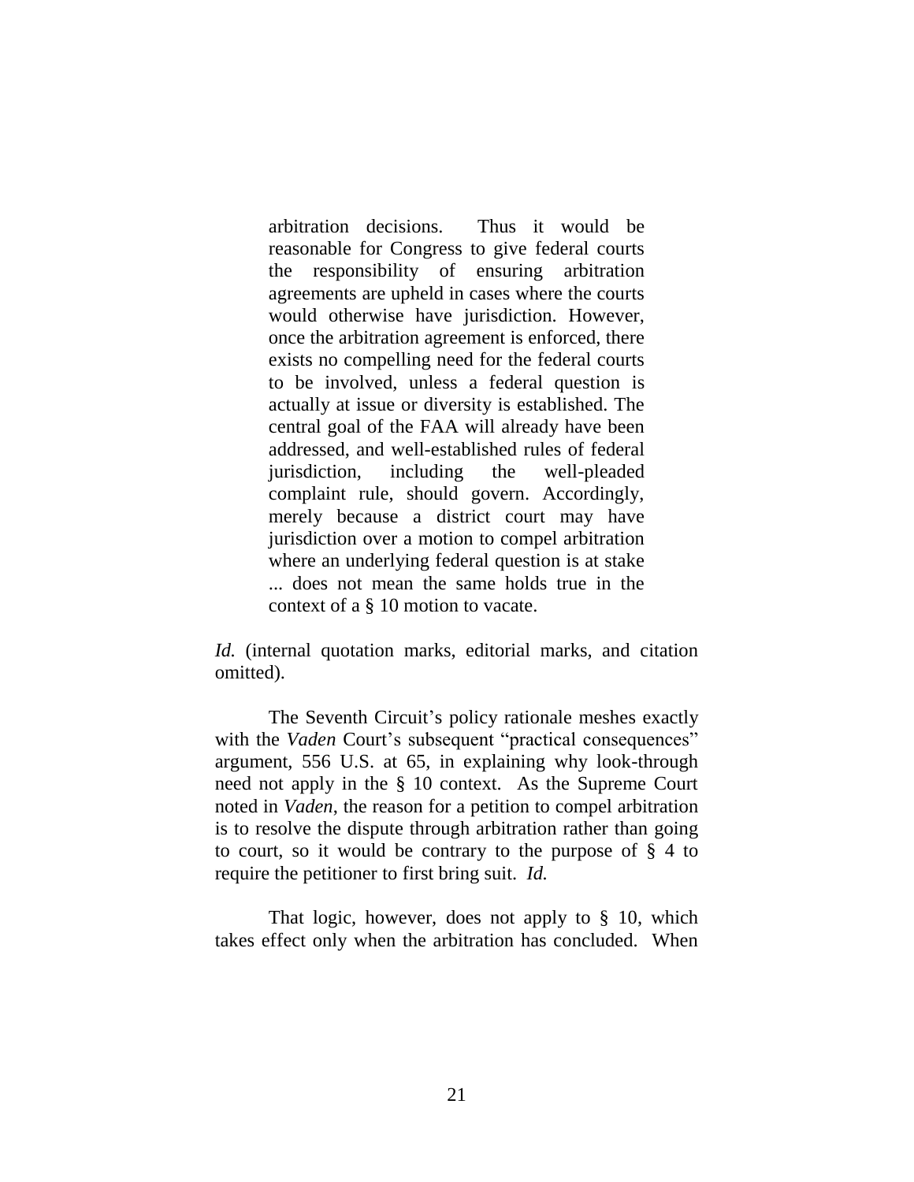> arbitration decisions. Thus it would be reasonable for Congress to give federal courts the responsibility of ensuring arbitration agreements are upheld in cases where the courts would otherwise have jurisdiction. However, once the arbitration agreement is enforced, there exists no compelling need for the federal courts to be involved, unless a federal question is actually at issue or diversity is established. The central goal of the FAA will already have been addressed, and well-established rules of federal jurisdiction, including the well-pleaded complaint rule, should govern. Accordingly, merely because a district court may have jurisdiction over a motion to compel arbitration where an underlying federal question is at stake ... does not mean the same holds true in the context of a § 10 motion to vacate.

*Id.* (internal quotation marks, editorial marks, and citation omitted).

The Seventh Circuit's policy rationale meshes exactly with the *Vaden* Court's subsequent "practical consequences" argument, 556 U.S. at 65, in explaining why look-through need not apply in the § 10 context. As the Supreme Court noted in *Vaden*, the reason for a petition to compel arbitration is to resolve the dispute through arbitration rather than going to court, so it would be contrary to the purpose of § 4 to require the petitioner to first bring suit. *Id.*

That logic, however, does not apply to § 10, which takes effect only when the arbitration has concluded. When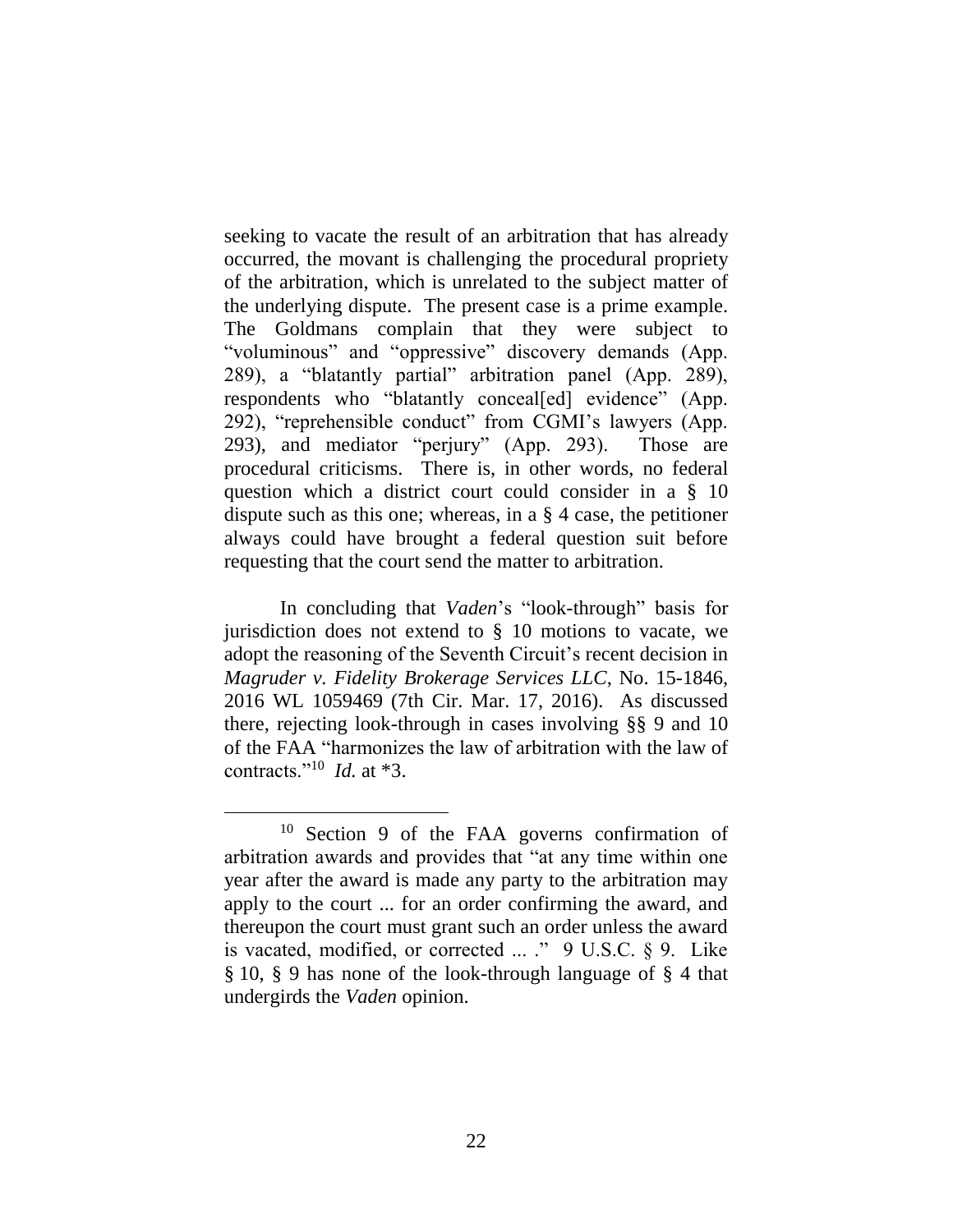seeking to vacate the result of an arbitration that has already occurred, the movant is challenging the procedural propriety of the arbitration, which is unrelated to the subject matter of the underlying dispute. The present case is a prime example. The Goldmans complain that they were subject to "voluminous" and "oppressive" discovery demands (App. 289), a "blatantly partial" arbitration panel (App. 289), respondents who "blatantly conceal[ed] evidence" (App. 292), "reprehensible conduct" from CGMI's lawyers (App. 293), and mediator "perjury" (App. 293). Those are procedural criticisms. There is, in other words, no federal question which a district court could consider in a § 10 dispute such as this one; whereas, in a § 4 case, the petitioner always could have brought a federal question suit before requesting that the court send the matter to arbitration.

In concluding that *Vaden*'s "look-through" basis for jurisdiction does not extend to § 10 motions to vacate, we adopt the reasoning of the Seventh Circuit's recent decision in *Magruder v. Fidelity Brokerage Services LLC*, No. 15-1846, 2016 WL 1059469 (7th Cir. Mar. 17, 2016). As discussed there, rejecting look-through in cases involving §§ 9 and 10 of the FAA "harmonizes the law of arbitration with the law of contracts."[10] *Id.* at *3.

[10] Section 9 of the FAA governs confirmation of arbitration awards and provides that "at any time within one year after the award is made any party to the arbitration may apply to the court ... for an order confirming the award, and thereupon the court must grant such an order unless the award is vacated, modified, or corrected ... ." 9 U.S.C. § 9. Like § 10, § 9 has none of the look-through language of § 4 that undergirds the *Vaden* opinion.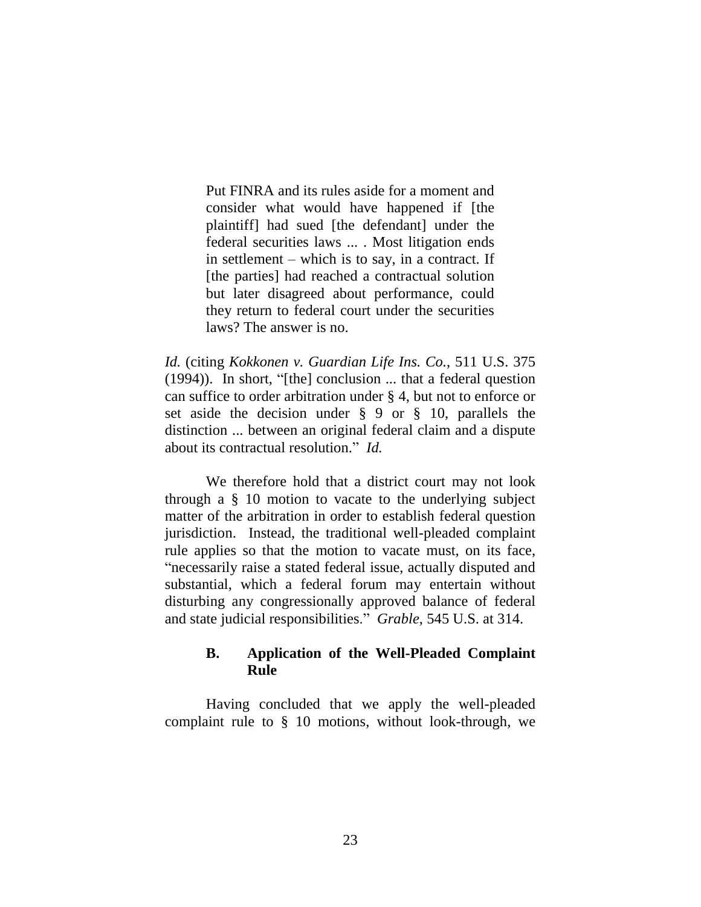> Put FINRA and its rules aside for a moment and consider what would have happened if [the plaintiff] had sued [the defendant] under the federal securities laws ... . Most litigation ends in settlement – which is to say, in a contract. If [the parties] had reached a contractual solution but later disagreed about performance, could they return to federal court under the securities laws? The answer is no.

*Id.* (citing *Kokkonen v. Guardian Life Ins. Co.*, 511 U.S. 375 (1994)). In short, "[the] conclusion ... that a federal question can suffice to order arbitration under § 4, but not to enforce or set aside the decision under § 9 or § 10, parallels the distinction ... between an original federal claim and a dispute about its contractual resolution." *Id.*

We therefore hold that a district court may not look through a § 10 motion to vacate to the underlying subject matter of the arbitration in order to establish federal question jurisdiction. Instead, the traditional well-pleaded complaint rule applies so that the motion to vacate must, on its face, "necessarily raise a stated federal issue, actually disputed and substantial, which a federal forum may entertain without disturbing any congressionally approved balance of federal and state judicial responsibilities." *Grable*, 545 U.S. at 314.

### B. Application of the Well-Pleaded Complaint Rule

Having concluded that we apply the well-pleaded complaint rule to § 10 motions, without look-through, we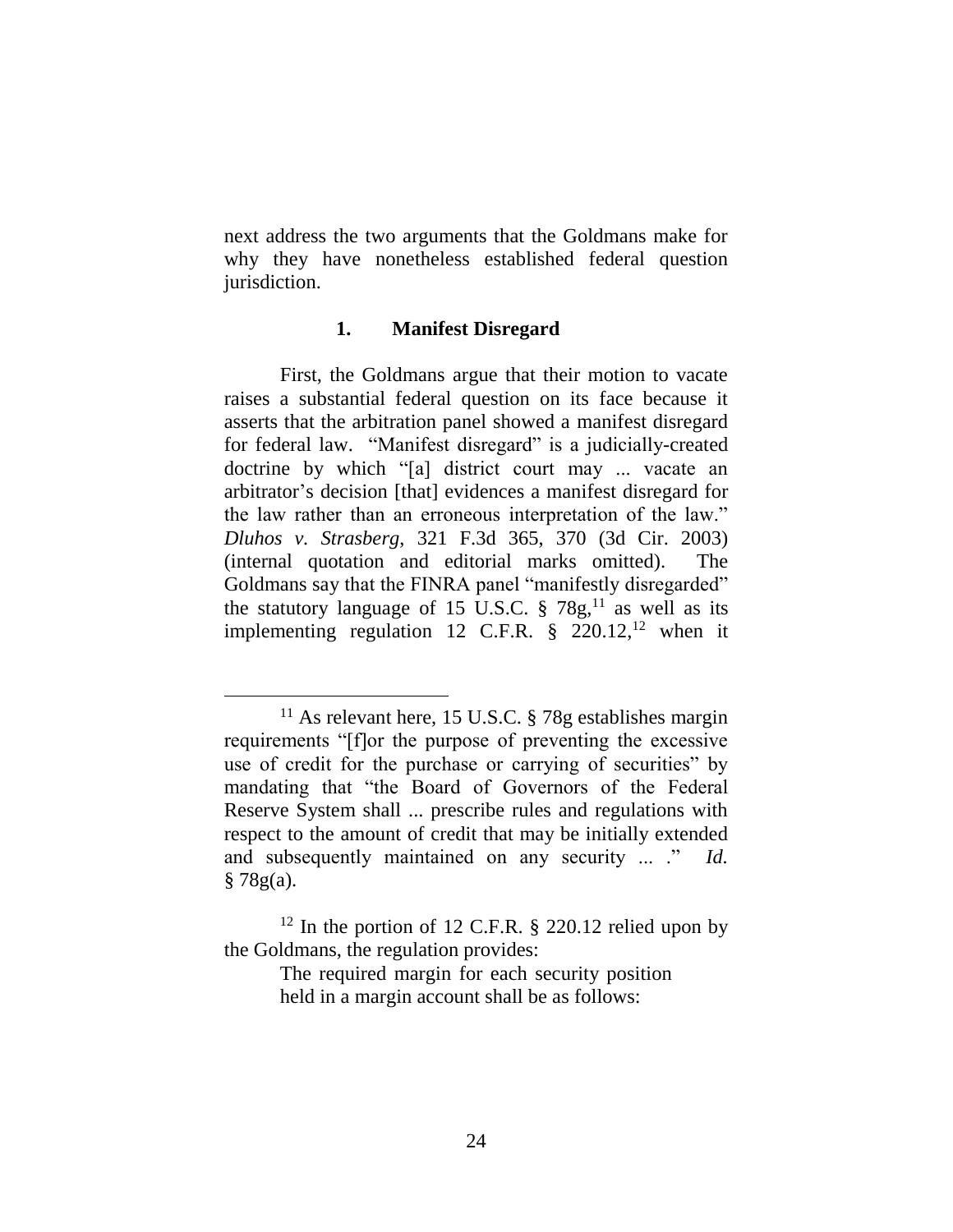next address the two arguments that the Goldmans make for why they have nonetheless established federal question jurisdiction.

### 1. Manifest Disregard

First, the Goldmans argue that their motion to vacate raises a substantial federal question on its face because it asserts that the arbitration panel showed a manifest disregard for federal law. "Manifest disregard" is a judicially-created doctrine by which "[a] district court may ... vacate an arbitrator's decision [that] evidences a manifest disregard for the law rather than an erroneous interpretation of the law." *Dluhos v. Strasberg*, 321 F.3d 365, 370 (3d Cir. 2003) (internal quotation and editorial marks omitted). The Goldmans say that the FINRA panel "manifestly disregarded" the statutory language of 15 U.S.C. § 78g,[11] as well as its implementing regulation 12 C.F.R. § 220.12,[12] when it

---

[11] As relevant here, 15 U.S.C. § 78g establishes margin requirements "[f]or the purpose of preventing the excessive use of credit for the purchase or carrying of securities" by mandating that "the Board of Governors of the Federal Reserve System shall ... prescribe rules and regulations with respect to the amount of credit that may be initially extended and subsequently maintained on any security ... ." *Id.* § 78g(a).

[12] In the portion of 12 C.F.R. § 220.12 relied upon by the Goldmans, the regulation provides:

> The required margin for each security position held in a margin account shall be as follows: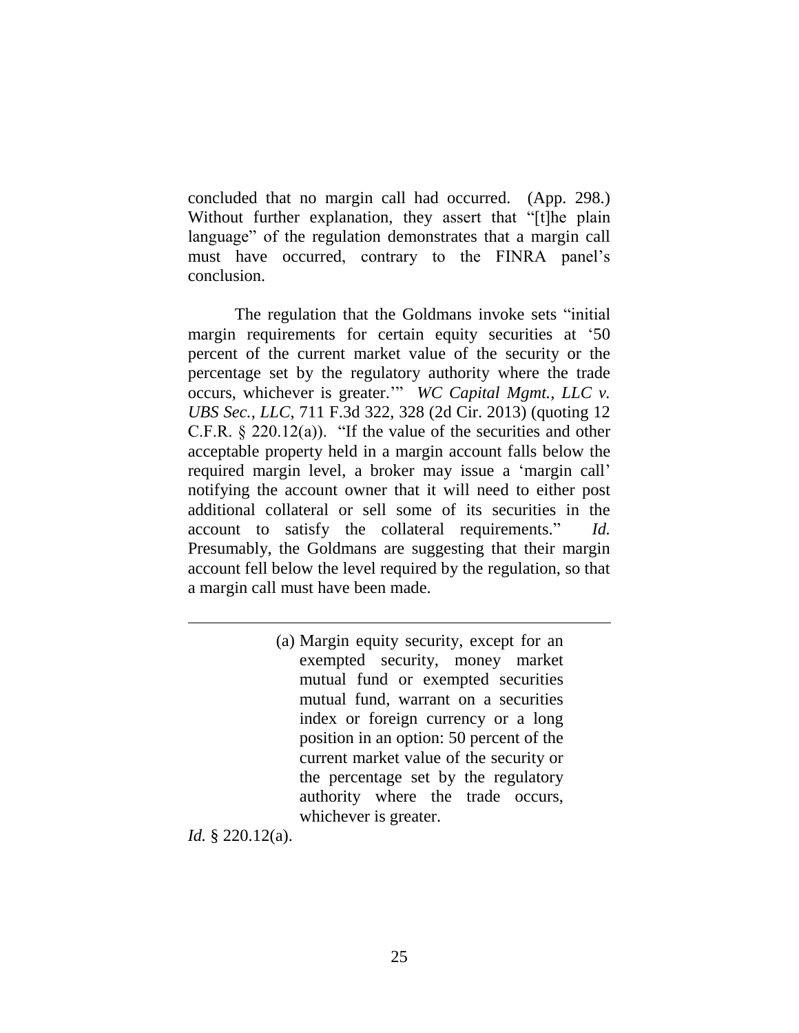concluded that no margin call had occurred. (App. 298.) Without further explanation, they assert that "[t]he plain language" of the regulation demonstrates that a margin call must have occurred, contrary to the FINRA panel's conclusion.

The regulation that the Goldmans invoke sets "initial margin requirements for certain equity securities at '50 percent of the current market value of the security or the percentage set by the regulatory authority where the trade occurs, whichever is greater.'" *WC Capital Mgmt., LLC v. UBS Sec., LLC*, 711 F.3d 322, 328 (2d Cir. 2013) (quoting 12 C.F.R. § 220.12(a)). "If the value of the securities and other acceptable property held in a margin account falls below the required margin level, a broker may issue a 'margin call' notifying the account owner that it will need to either post additional collateral or sell some of its securities in the account to satisfy the collateral requirements." *Id.* Presumably, the Goldmans are suggesting that their margin account fell below the level required by the regulation, so that a margin call must have been made.

---

> (a) Margin equity security, except for an exempted security, money market mutual fund or exempted securities mutual fund, warrant on a securities index or foreign currency or a long position in an option: 50 percent of the current market value of the security or the percentage set by the regulatory authority where the trade occurs, whichever is greater.

*Id.* § 220.12(a).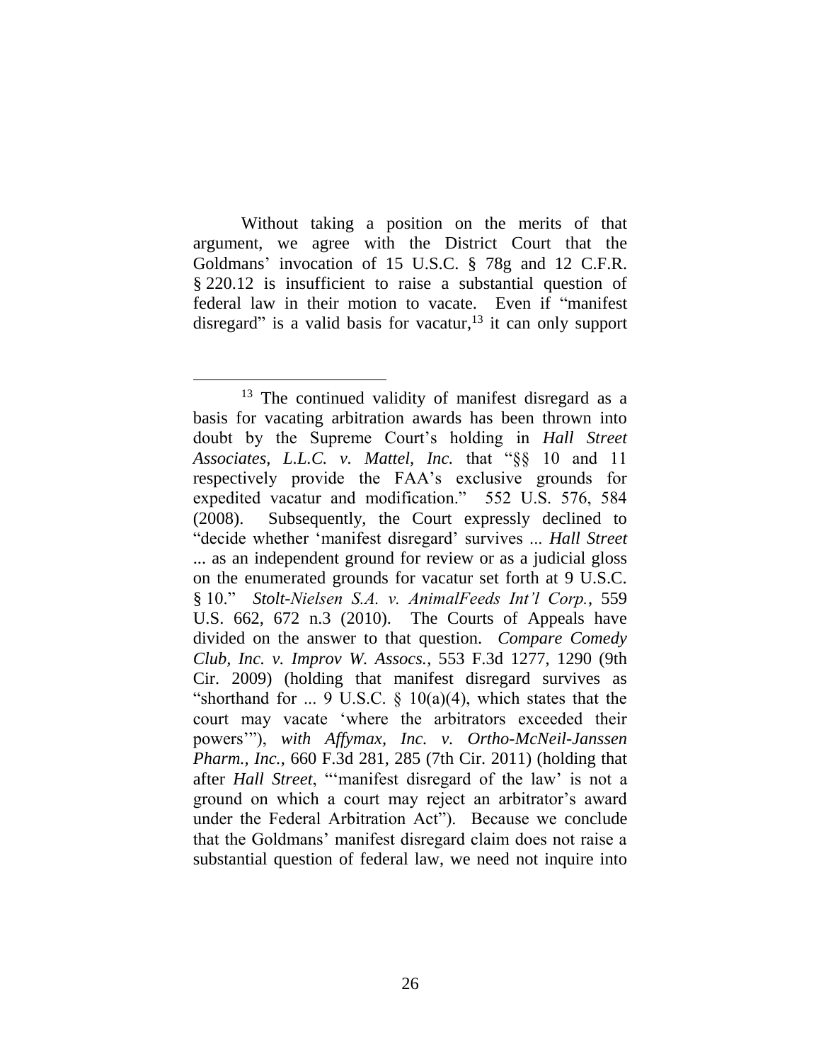Without taking a position on the merits of that argument, we agree with the District Court that the Goldmans' invocation of 15 U.S.C. § 78g and 12 C.F.R. § 220.12 is insufficient to raise a substantial question of federal law in their motion to vacate. Even if "manifest disregard" is a valid basis for vacatur,[13] it can only support

---

[13] The continued validity of manifest disregard as a basis for vacating arbitration awards has been thrown into doubt by the Supreme Court's holding in *Hall Street Associates, L.L.C. v. Mattel, Inc.* that "§§ 10 and 11 respectively provide the FAA's exclusive grounds for expedited vacatur and modification." 552 U.S. 576, 584 (2008). Subsequently, the Court expressly declined to "decide whether 'manifest disregard' survives ... *Hall Street* ... as an independent ground for review or as a judicial gloss on the enumerated grounds for vacatur set forth at 9 U.S.C. § 10." *Stolt-Nielsen S.A. v. AnimalFeeds Int'l Corp.*, 559 U.S. 662, 672 n.3 (2010). The Courts of Appeals have divided on the answer to that question. *Compare Comedy Club, Inc. v. Improv W. Assocs.*, 553 F.3d 1277, 1290 (9th Cir. 2009) (holding that manifest disregard survives as "shorthand for ... 9 U.S.C. § 10(a)(4), which states that the court may vacate 'where the arbitrators exceeded their powers'"), *with Affymax, Inc. v. Ortho-McNeil-Janssen Pharm., Inc.*, 660 F.3d 281, 285 (7th Cir. 2011) (holding that after *Hall Street*, "'manifest disregard of the law' is not a ground on which a court may reject an arbitrator's award under the Federal Arbitration Act"). Because we conclude that the Goldmans' manifest disregard claim does not raise a substantial question of federal law, we need not inquire into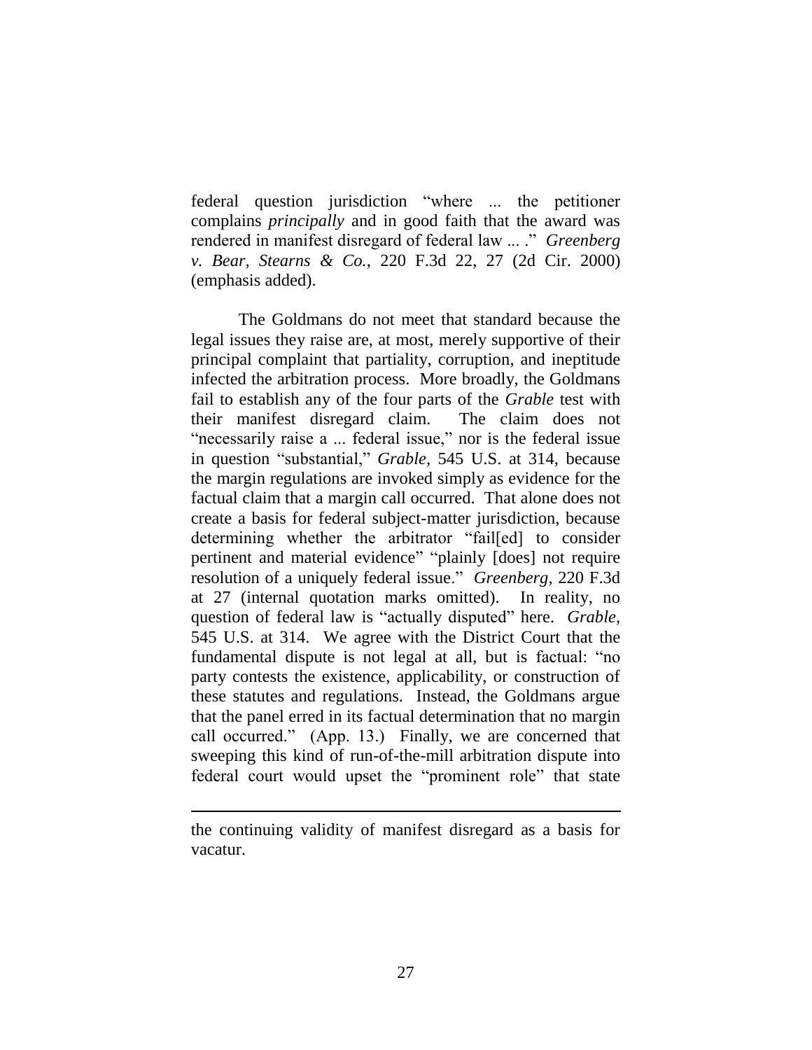federal question jurisdiction "where ... the petitioner complains *principally* and in good faith that the award was rendered in manifest disregard of federal law ... ." *Greenberg v. Bear, Stearns & Co.*, 220 F.3d 22, 27 (2d Cir. 2000) (emphasis added).

The Goldmans do not meet that standard because the legal issues they raise are, at most, merely supportive of their principal complaint that partiality, corruption, and ineptitude infected the arbitration process. More broadly, the Goldmans fail to establish any of the four parts of the *Grable* test with their manifest disregard claim. The claim does not "necessarily raise a ... federal issue," nor is the federal issue in question "substantial," *Grable*, 545 U.S. at 314, because the margin regulations are invoked simply as evidence for the factual claim that a margin call occurred. That alone does not create a basis for federal subject-matter jurisdiction, because determining whether the arbitrator "fail[ed] to consider pertinent and material evidence" "plainly [does] not require resolution of a uniquely federal issue." *Greenberg*, 220 F.3d at 27 (internal quotation marks omitted). In reality, no question of federal law is "actually disputed" here. *Grable*, 545 U.S. at 314. We agree with the District Court that the fundamental dispute is not legal at all, but is factual: "no party contests the existence, applicability, or construction of these statutes and regulations. Instead, the Goldmans argue that the panel erred in its factual determination that no margin call occurred." (App. 13.) Finally, we are concerned that sweeping this kind of run-of-the-mill arbitration dispute into federal court would upset the "prominent role" that state

---

the continuing validity of manifest disregard as a basis for vacatur.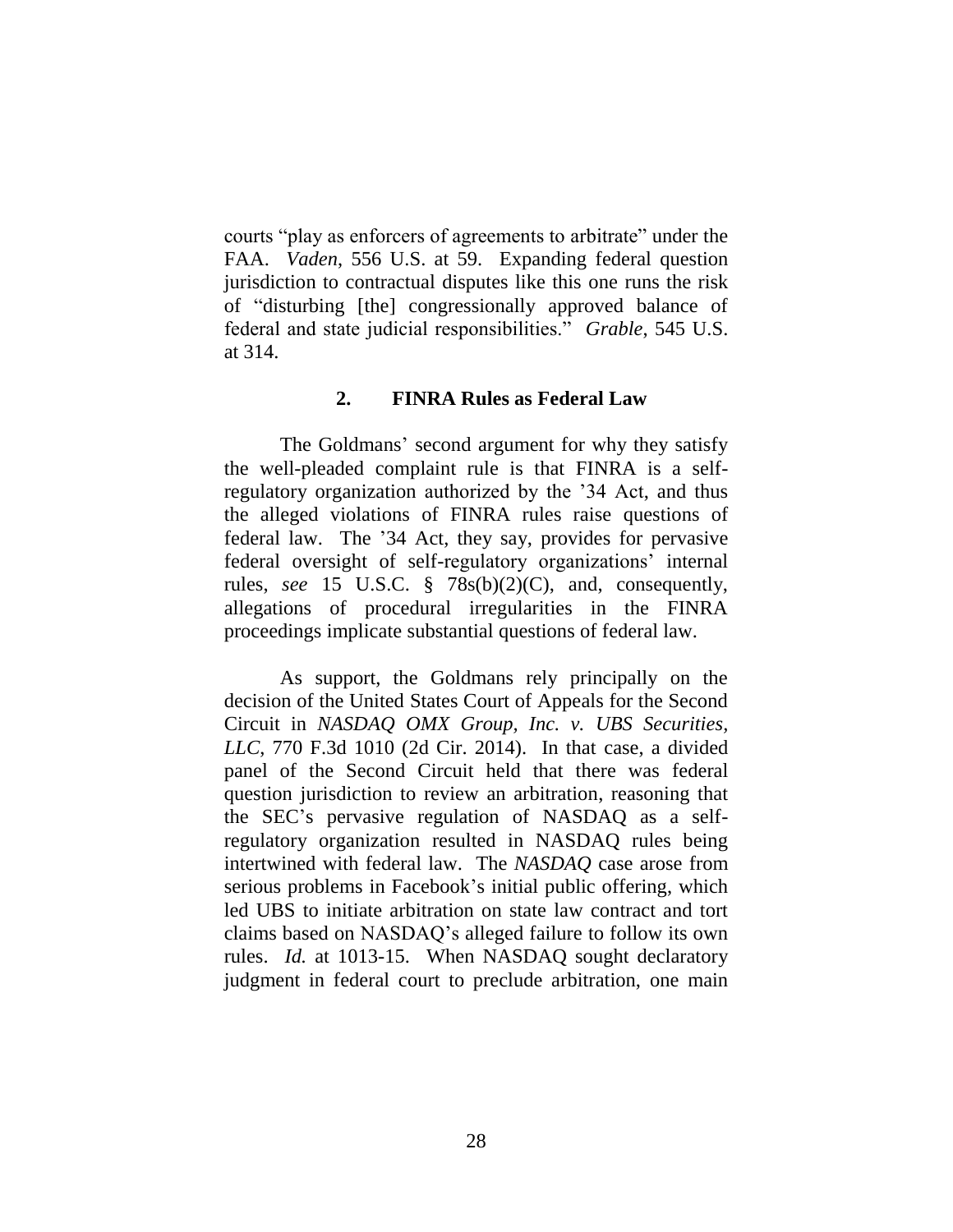courts "play as enforcers of agreements to arbitrate" under the FAA. *Vaden*, 556 U.S. at 59. Expanding federal question jurisdiction to contractual disputes like this one runs the risk of "disturbing [the] congressionally approved balance of federal and state judicial responsibilities." *Grable*, 545 U.S. at 314.

### 2. FINRA Rules as Federal Law

The Goldmans' second argument for why they satisfy the well-pleaded complaint rule is that FINRA is a self-regulatory organization authorized by the '34 Act, and thus the alleged violations of FINRA rules raise questions of federal law. The '34 Act, they say, provides for pervasive federal oversight of self-regulatory organizations' internal rules, *see* 15 U.S.C. § 78s(b)(2)(C), and, consequently, allegations of procedural irregularities in the FINRA proceedings implicate substantial questions of federal law.

As support, the Goldmans rely principally on the decision of the United States Court of Appeals for the Second Circuit in *NASDAQ OMX Group, Inc. v. UBS Securities, LLC*, 770 F.3d 1010 (2d Cir. 2014). In that case, a divided panel of the Second Circuit held that there was federal question jurisdiction to review an arbitration, reasoning that the SEC's pervasive regulation of NASDAQ as a self-regulatory organization resulted in NASDAQ rules being intertwined with federal law. The *NASDAQ* case arose from serious problems in Facebook's initial public offering, which led UBS to initiate arbitration on state law contract and tort claims based on NASDAQ's alleged failure to follow its own rules. *Id.* at 1013-15. When NASDAQ sought declaratory judgment in federal court to preclude arbitration, one main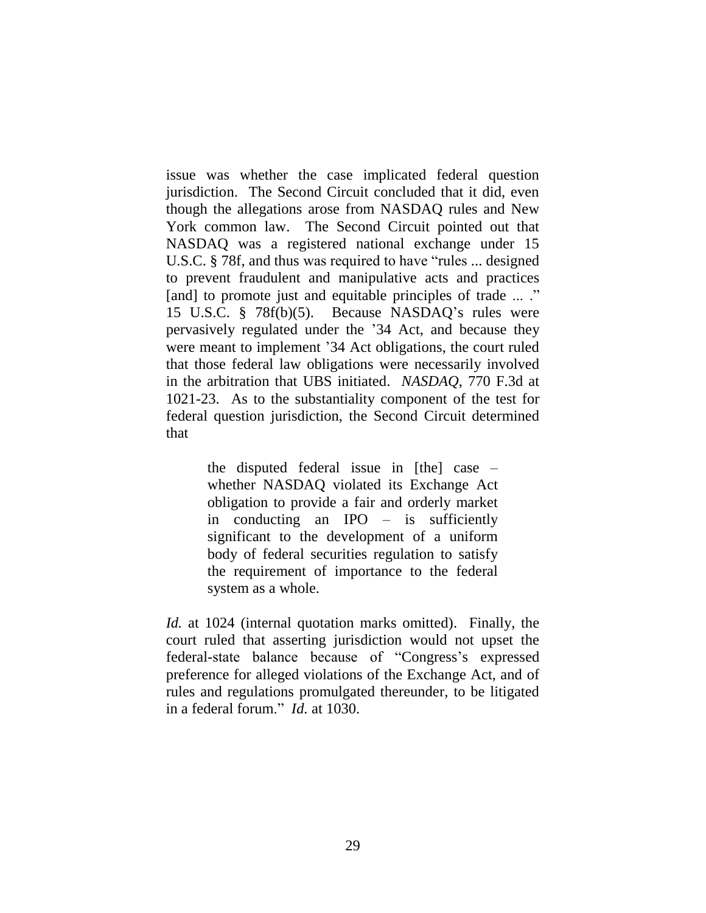issue was whether the case implicated federal question jurisdiction. The Second Circuit concluded that it did, even though the allegations arose from NASDAQ rules and New York common law. The Second Circuit pointed out that NASDAQ was a registered national exchange under 15 U.S.C. § 78f, and thus was required to have "rules ... designed to prevent fraudulent and manipulative acts and practices [and] to promote just and equitable principles of trade ... ." 15 U.S.C. § 78f(b)(5). Because NASDAQ's rules were pervasively regulated under the '34 Act, and because they were meant to implement '34 Act obligations, the court ruled that those federal law obligations were necessarily involved in the arbitration that UBS initiated. *NASDAQ*, 770 F.3d at 1021-23. As to the substantiality component of the test for federal question jurisdiction, the Second Circuit determined that

> the disputed federal issue in [the] case – whether NASDAQ violated its Exchange Act obligation to provide a fair and orderly market in conducting an IPO – is sufficiently significant to the development of a uniform body of federal securities regulation to satisfy the requirement of importance to the federal system as a whole.

*Id.* at 1024 (internal quotation marks omitted). Finally, the court ruled that asserting jurisdiction would not upset the federal-state balance because of "Congress's expressed preference for alleged violations of the Exchange Act, and of rules and regulations promulgated thereunder, to be litigated in a federal forum." *Id.* at 1030.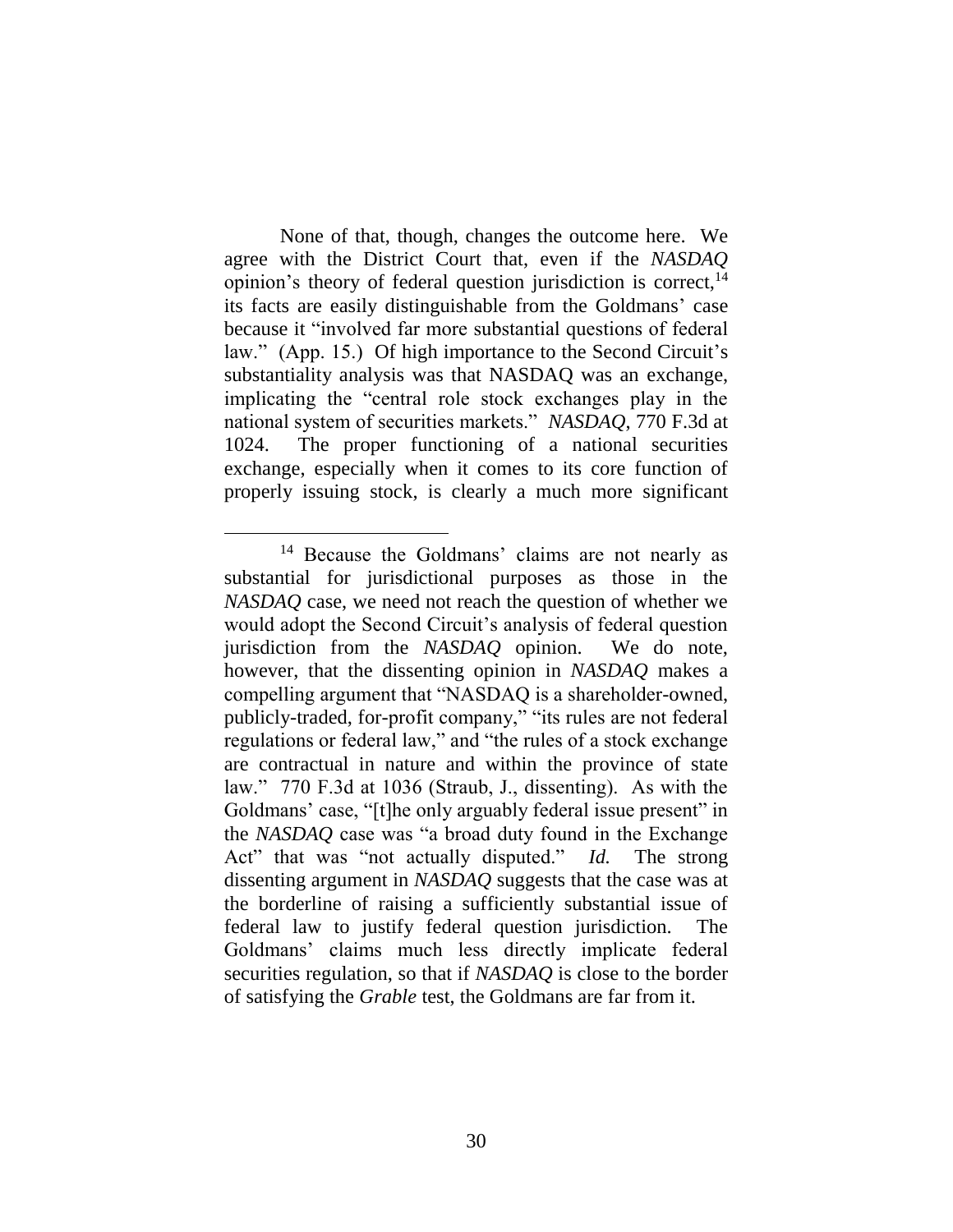None of that, though, changes the outcome here. We agree with the District Court that, even if the *NASDAQ* opinion's theory of federal question jurisdiction is correct,[14] its facts are easily distinguishable from the Goldmans' case because it "involved far more substantial questions of federal law." (App. 15.) Of high importance to the Second Circuit's substantiality analysis was that NASDAQ was an exchange, implicating the "central role stock exchanges play in the national system of securities markets." *NASDAQ*, 770 F.3d at 1024. The proper functioning of a national securities exchange, especially when it comes to its core function of properly issuing stock, is clearly a much more significant

---

[14] Because the Goldmans' claims are not nearly as substantial for jurisdictional purposes as those in the *NASDAQ* case, we need not reach the question of whether we would adopt the Second Circuit's analysis of federal question jurisdiction from the *NASDAQ* opinion. We do note, however, that the dissenting opinion in *NASDAQ* makes a compelling argument that "NASDAQ is a shareholder-owned, publicly-traded, for-profit company," "its rules are not federal regulations or federal law," and "the rules of a stock exchange are contractual in nature and within the province of state law." 770 F.3d at 1036 (Straub, J., dissenting). As with the Goldmans' case, "[t]he only arguably federal issue present" in the *NASDAQ* case was "a broad duty found in the Exchange Act" that was "not actually disputed." *Id.* The strong dissenting argument in *NASDAQ* suggests that the case was at the borderline of raising a sufficiently substantial issue of federal law to justify federal question jurisdiction. The Goldmans' claims much less directly implicate federal securities regulation, so that if *NASDAQ* is close to the border of satisfying the *Grable* test, the Goldmans are far from it.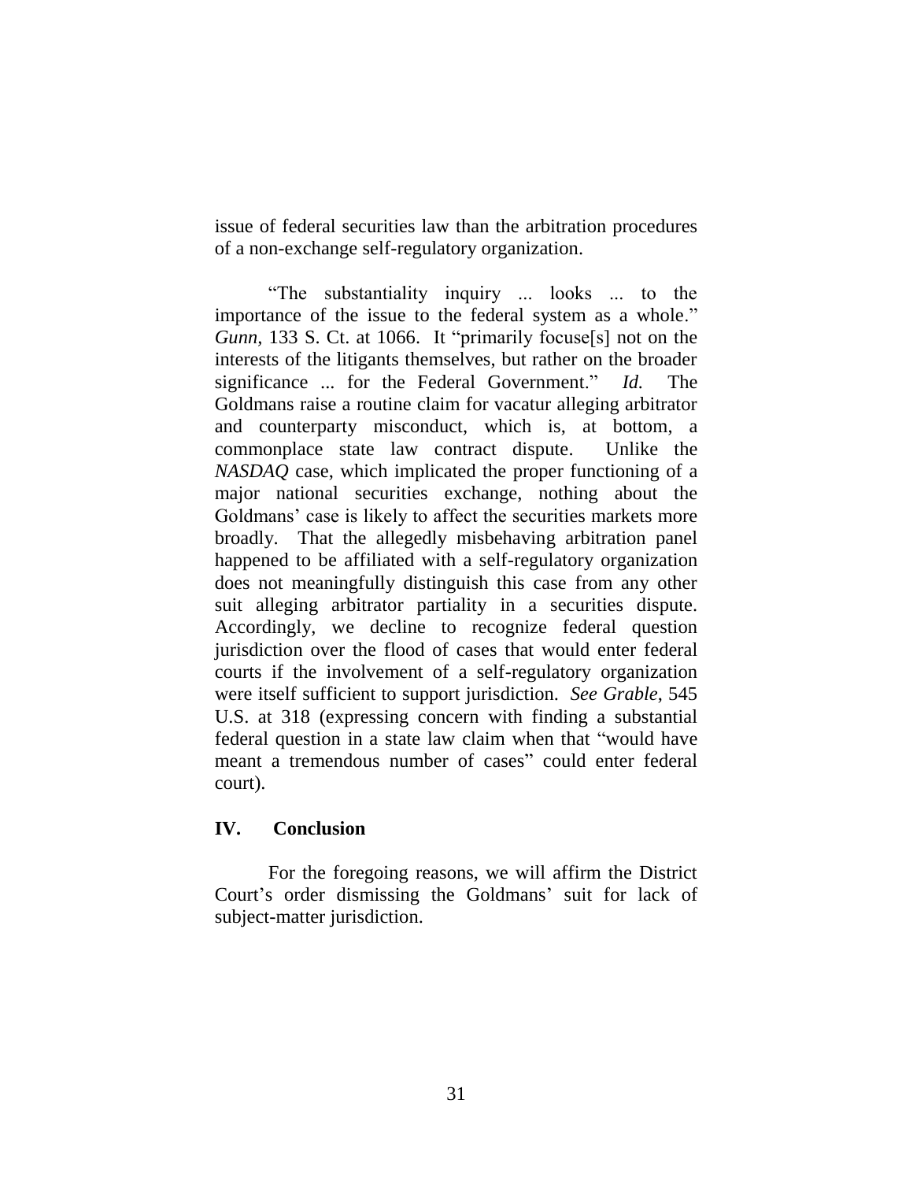issue of federal securities law than the arbitration procedures of a non-exchange self-regulatory organization.

"The substantiality inquiry ... looks ... to the importance of the issue to the federal system as a whole." *Gunn*, 133 S. Ct. at 1066. It "primarily focuse[s] not on the interests of the litigants themselves, but rather on the broader significance ... for the Federal Government." *Id.* The Goldmans raise a routine claim for vacatur alleging arbitrator and counterparty misconduct, which is, at bottom, a commonplace state law contract dispute. Unlike the *NASDAQ* case, which implicated the proper functioning of a major national securities exchange, nothing about the Goldmans' case is likely to affect the securities markets more broadly. That the allegedly misbehaving arbitration panel happened to be affiliated with a self-regulatory organization does not meaningfully distinguish this case from any other suit alleging arbitrator partiality in a securities dispute. Accordingly, we decline to recognize federal question jurisdiction over the flood of cases that would enter federal courts if the involvement of a self-regulatory organization were itself sufficient to support jurisdiction. *See Grable*, 545 U.S. at 318 (expressing concern with finding a substantial federal question in a state law claim when that "would have meant a tremendous number of cases" could enter federal court).

## IV. Conclusion

For the foregoing reasons, we will affirm the District Court's order dismissing the Goldmans' suit for lack of subject-matter jurisdiction.